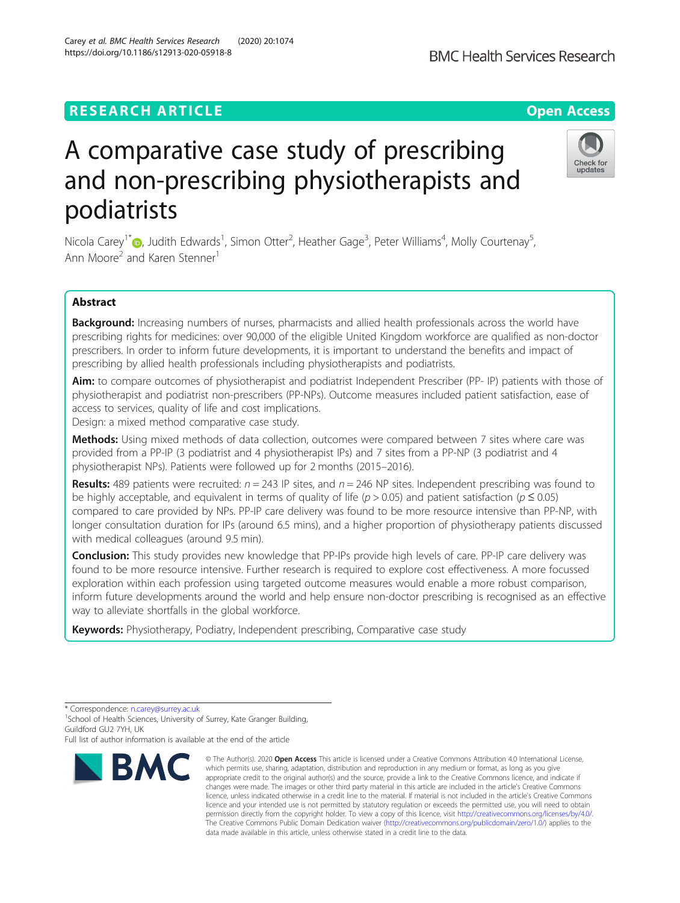RESEARCH ARTICLE

Open Access

# A comparative case study of prescribing and non-prescribing physiotherapists and podiatrists

Nicola Carey[1*], Judith Edwards[1], Simon Otter[2], Heather Gage[3], Peter Williams[4], Molly Courtenay[5], Ann Moore[2] and Karen Stenner[1]

## Abstract

**Background:** Increasing numbers of nurses, pharmacists and allied health professionals across the world have prescribing rights for medicines: over 90,000 of the eligible United Kingdom workforce are qualified as non-doctor prescribers. In order to inform future developments, it is important to understand the benefits and impact of prescribing by allied health professionals including physiotherapists and podiatrists.

**Aim:** to compare outcomes of physiotherapist and podiatrist Independent Prescriber (PP- IP) patients with those of physiotherapist and podiatrist non-prescribers (PP-NPs). Outcome measures included patient satisfaction, ease of access to services, quality of life and cost implications.

Design: a mixed method comparative case study.

**Methods:** Using mixed methods of data collection, outcomes were compared between 7 sites where care was provided from a PP-IP (3 podiatrist and 4 physiotherapist IPs) and 7 sites from a PP-NP (3 podiatrist and 4 physiotherapist NPs). Patients were followed up for 2 months (2015–2016).

**Results:** 489 patients were recruited: $n = 243$ IP sites, and $n = 246$ NP sites. Independent prescribing was found to be highly acceptable, and equivalent in terms of quality of life ($p > 0.05$) and patient satisfaction ($p \leq 0.05$) compared to care provided by NPs. PP-IP care delivery was found to be more resource intensive than PP-NP, with longer consultation duration for IPs (around 6.5 mins), and a higher proportion of physiotherapy patients discussed with medical colleagues (around 9.5 min).

**Conclusion:** This study provides new knowledge that PP-IPs provide high levels of care. PP-IP care delivery was found to be more resource intensive. Further research is required to explore cost effectiveness. A more focussed exploration within each profession using targeted outcome measures would enable a more robust comparison, inform future developments around the world and help ensure non-doctor prescribing is recognised as an effective way to alleviate shortfalls in the global workforce.

**Keywords:** Physiotherapy, Podiatry, Independent prescribing, Comparative case study

\* Correspondence: n.carey@surrey.ac.uk

[1]School of Health Sciences, University of Surrey, Kate Granger Building, Guildford GU2 7YH, UK

Full list of author information is available at the end of the article

© The Author(s). 2020 **Open Access** This article is licensed under a Creative Commons Attribution 4.0 International Licence, which permits use, sharing, adaptation, distribution and reproduction in any medium or format, as long as you give appropriate credit to the original author(s) and the source, provide a link to the Creative Commons licence, and indicate if changes were made. The images or other third party material in this article are included in the article's Creative Commons licence, unless indicated otherwise in a credit line to the material. If material is not included in the article's Creative Commons licence and your intended use is not permitted by statutory regulation or exceeds the permitted use, you will need to obtain permission directly from the copyright holder. To view a copy of this licence, visit http://creativecommons.org/licenses/by/4.0/. The Creative Commons Public Domain Dedication waiver (http://creativecommons.org/publicdomain/zero/1.0/) applies to the data made available in this article, unless otherwise stated in a credit line to the data.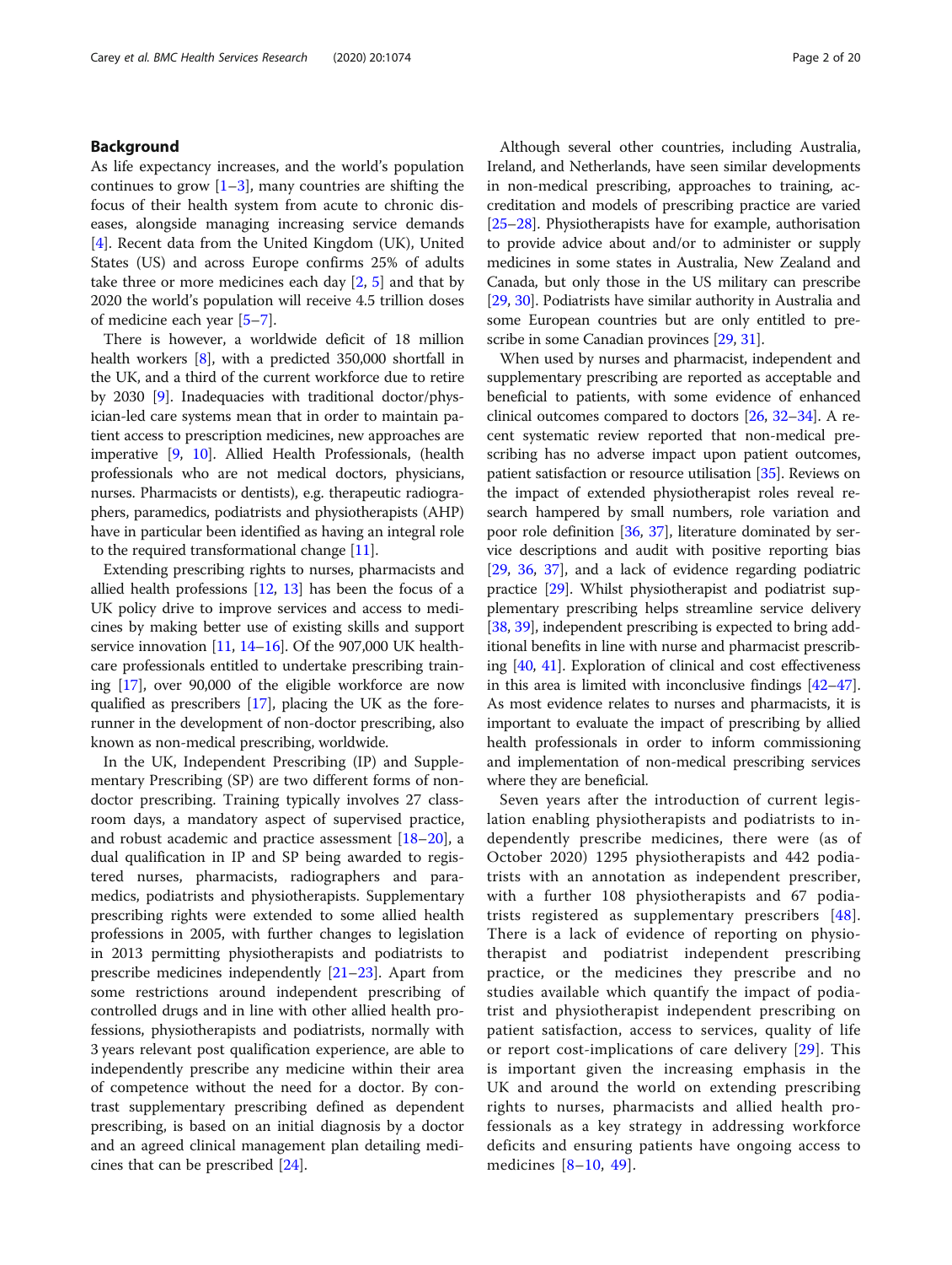## Background

As life expectancy increases, and the world's population continues to grow [1–3], many countries are shifting the focus of their health system from acute to chronic diseases, alongside managing increasing service demands [4]. Recent data from the United Kingdom (UK), United States (US) and across Europe confirms 25% of adults take three or more medicines each day [2, 5] and that by 2020 the world's population will receive 4.5 trillion doses of medicine each year [5–7].

There is however, a worldwide deficit of 18 million health workers [8], with a predicted 350,000 shortfall in the UK, and a third of the current workforce due to retire by 2030 [9]. Inadequacies with traditional doctor/physician-led care systems mean that in order to maintain patient access to prescription medicines, new approaches are imperative [9, 10]. Allied Health Professionals, (health professionals who are not medical doctors, physicians, nurses. Pharmacists or dentists), e.g. therapeutic radiographers, paramedics, podiatrists and physiotherapists (AHP) have in particular been identified as having an integral role to the required transformational change [11].

Extending prescribing rights to nurses, pharmacists and allied health professions [12, 13] has been the focus of a UK policy drive to improve services and access to medicines by making better use of existing skills and support service innovation [11, 14–16]. Of the 907,000 UK healthcare professionals entitled to undertake prescribing training [17], over 90,000 of the eligible workforce are now qualified as prescribers [17], placing the UK as the forerunner in the development of non-doctor prescribing, also known as non-medical prescribing, worldwide.

In the UK, Independent Prescribing (IP) and Supplementary Prescribing (SP) are two different forms of non-doctor prescribing. Training typically involves 27 classroom days, a mandatory aspect of supervised practice, and robust academic and practice assessment [18–20], a dual qualification in IP and SP being awarded to registered nurses, pharmacists, radiographers and paramedics, podiatrists and physiotherapists. Supplementary prescribing rights were extended to some allied health professions in 2005, with further changes to legislation in 2013 permitting physiotherapists and podiatrists to prescribe medicines independently [21–23]. Apart from some restrictions around independent prescribing of controlled drugs and in line with other allied health professions, physiotherapists and podiatrists, normally with 3 years relevant post qualification experience, are able to independently prescribe any medicine within their area of competence without the need for a doctor. By contrast supplementary prescribing defined as dependent prescribing, is based on an initial diagnosis by a doctor and an agreed clinical management plan detailing medicines that can be prescribed [24].

Although several other countries, including Australia, Ireland, and Netherlands, have seen similar developments in non-medical prescribing, approaches to training, accreditation and models of prescribing practice are varied [25–28]. Physiotherapists have for example, authorisation to provide advice about and/or to administer or supply medicines in some states in Australia, New Zealand and Canada, but only those in the US military can prescribe [29, 30]. Podiatrists have similar authority in Australia and some European countries but are only entitled to prescribe in some Canadian provinces [29, 31].

When used by nurses and pharmacist, independent and supplementary prescribing are reported as acceptable and beneficial to patients, with some evidence of enhanced clinical outcomes compared to doctors [26, 32–34]. A recent systematic review reported that non-medical prescribing has no adverse impact upon patient outcomes, patient satisfaction or resource utilisation [35]. Reviews on the impact of extended physiotherapist roles reveal research hampered by small numbers, role variation and poor role definition [36, 37], literature dominated by service descriptions and audit with positive reporting bias [29, 36, 37], and a lack of evidence regarding podiatric practice [29]. Whilst physiotherapist and podiatrist supplementary prescribing helps streamline service delivery [38, 39], independent prescribing is expected to bring additional benefits in line with nurse and pharmacist prescribing [40, 41]. Exploration of clinical and cost effectiveness in this area is limited with inconclusive findings [42–47]. As most evidence relates to nurses and pharmacists, it is important to evaluate the impact of prescribing by allied health professionals in order to inform commissioning and implementation of non-medical prescribing services where they are beneficial.

Seven years after the introduction of current legislation enabling physiotherapists and podiatrists to independently prescribe medicines, there were (as of October 2020) 1295 physiotherapists and 442 podiatrists with an annotation as independent prescriber, with a further 108 physiotherapists and 67 podiatrists registered as supplementary prescribers [48]. There is a lack of evidence of reporting on physiotherapist and podiatrist independent prescribing practice, or the medicines they prescribe and no studies available which quantify the impact of podiatrist and physiotherapist independent prescribing on patient satisfaction, access to services, quality of life or report cost-implications of care delivery [29]. This is important given the increasing emphasis in the UK and around the world on extending prescribing rights to nurses, pharmacists and allied health professionals as a key strategy in addressing workforce deficits and ensuring patients have ongoing access to medicines [8–10, 49].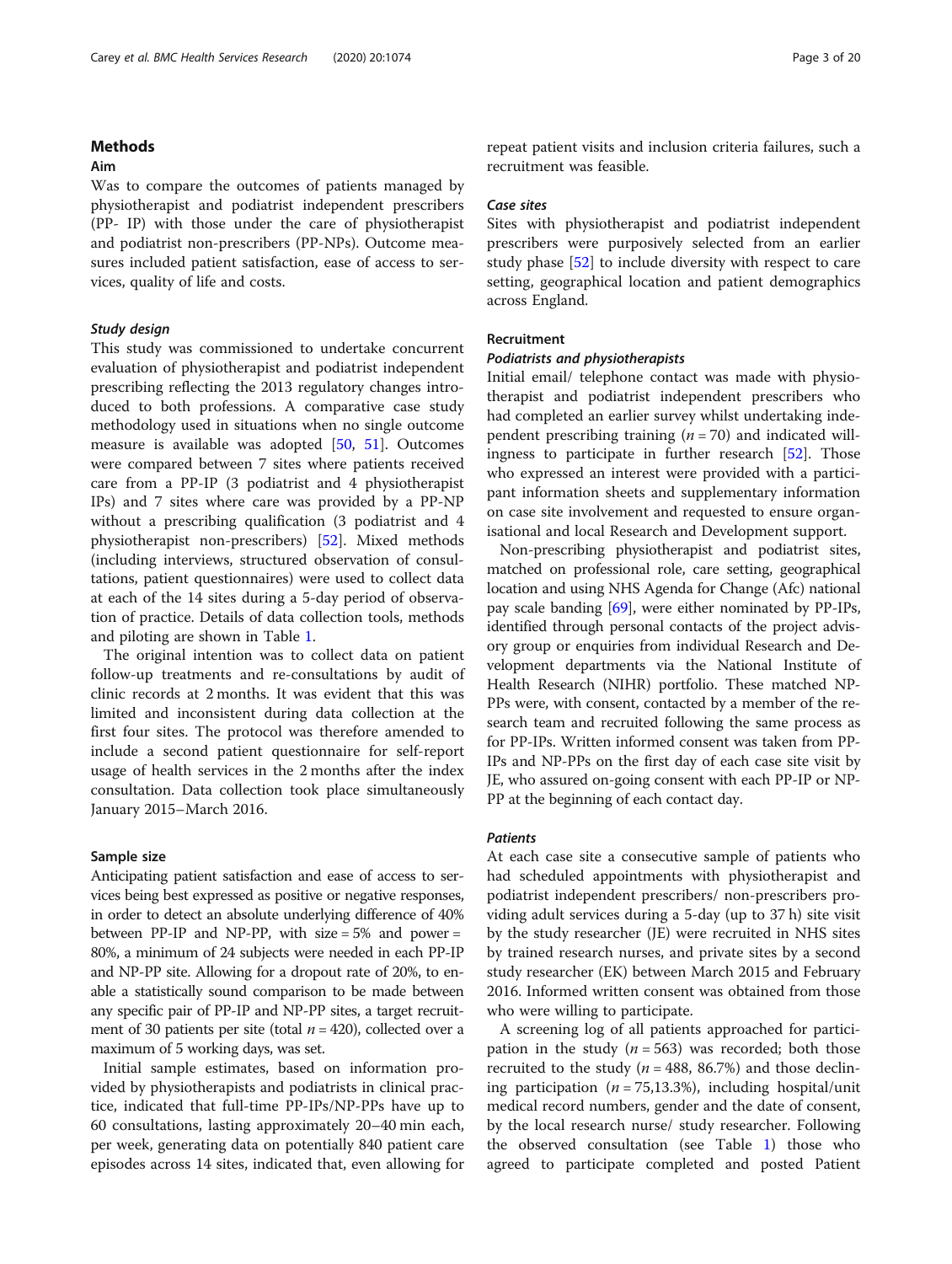## Methods

### Aim

Was to compare the outcomes of patients managed by physiotherapist and podiatrist independent prescribers (PP- IP) with those under the care of physiotherapist and podiatrist non-prescribers (PP-NPs). Outcome measures included patient satisfaction, ease of access to services, quality of life and costs.

#### *Study design*

This study was commissioned to undertake concurrent evaluation of physiotherapist and podiatrist independent prescribing reflecting the 2013 regulatory changes introduced to both professions. A comparative case study methodology used in situations when no single outcome measure is available was adopted [50, 51]. Outcomes were compared between 7 sites where patients received care from a PP-IP (3 podiatrist and 4 physiotherapist IPs) and 7 sites where care was provided by a PP-NP without a prescribing qualification (3 podiatrist and 4 physiotherapist non-prescribers) [52]. Mixed methods (including interviews, structured observation of consultations, patient questionnaires) were used to collect data at each of the 14 sites during a 5-day period of observation of practice. Details of data collection tools, methods and piloting are shown in Table 1.

The original intention was to collect data on patient follow-up treatments and re-consultations by audit of clinic records at 2 months. It was evident that this was limited and inconsistent during data collection at the first four sites. The protocol was therefore amended to include a second patient questionnaire for self-report usage of health services in the 2 months after the index consultation. Data collection took place simultaneously January 2015–March 2016.

### Sample size

Anticipating patient satisfaction and ease of access to services being best expressed as positive or negative responses, in order to detect an absolute underlying difference of 40% between PP-IP and NP-PP, with size = 5% and power = 80%, a minimum of 24 subjects were needed in each PP-IP and NP-PP site. Allowing for a dropout rate of 20%, to enable a statistically sound comparison to be made between any specific pair of PP-IP and NP-PP sites, a target recruitment of 30 patients per site (total $n = 420$), collected over a maximum of 5 working days, was set.

Initial sample estimates, based on information provided by physiotherapists and podiatrists in clinical practice, indicated that full-time PP-IPs/NP-PPs have up to 60 consultations, lasting approximately 20–40 min each, per week, generating data on potentially 840 patient care episodes across 14 sites, indicated that, even allowing for repeat patient visits and inclusion criteria failures, such a recruitment was feasible.

#### *Case sites*

Sites with physiotherapist and podiatrist independent prescribers were purposively selected from an earlier study phase [52] to include diversity with respect to care setting, geographical location and patient demographics across England.

### Recruitment

#### *Podiatrists and physiotherapists*

Initial email/ telephone contact was made with physiotherapist and podiatrist independent prescribers who had completed an earlier survey whilst undertaking independent prescribing training ($n = 70$) and indicated willingness to participate in further research [52]. Those who expressed an interest were provided with a participant information sheets and supplementary information on case site involvement and requested to ensure organisational and local Research and Development support.

Non-prescribing physiotherapist and podiatrist sites, matched on professional role, care setting, geographical location and using NHS Agenda for Change (Afc) national pay scale banding [69], were either nominated by PP-IPs, identified through personal contacts of the project advisory group or enquiries from individual Research and Development departments via the National Institute of Health Research (NIHR) portfolio. These matched NP-PPs were, with consent, contacted by a member of the research team and recruited following the same process as for PP-IPs. Written informed consent was taken from PP-IPs and NP-PPs on the first day of each case site visit by JE, who assured on-going consent with each PP-IP or NP-PP at the beginning of each contact day.

#### *Patients*

At each case site a consecutive sample of patients who had scheduled appointments with physiotherapist and podiatrist independent prescribers/ non-prescribers providing adult services during a 5-day (up to 37 h) site visit by the study researcher (JE) were recruited in NHS sites by trained research nurses, and private sites by a second study researcher (EK) between March 2015 and February 2016. Informed written consent was obtained from those who were willing to participate.

A screening log of all patients approached for participation in the study ($n = 563$) was recorded; both those recruited to the study ($n = 488$, 86.7%) and those declining participation ($n = 75$,13.3%), including hospital/unit medical record numbers, gender and the date of consent, by the local research nurse/ study researcher. Following the observed consultation (see Table 1) those who agreed to participate completed and posted Patient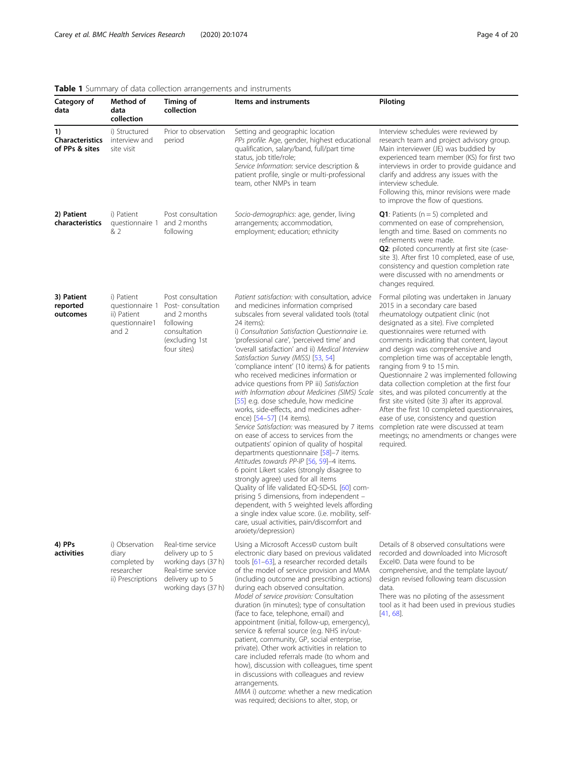**Table 1** Summary of data collection arrangements and instruments

| Category of data | Method of data collection | Timing of collection | Items and instruments | Piloting |
|---|---|---|---|---|
| **1) Characteristics of PPs & sites** | i) Structured interview and site visit | Prior to observation period | Setting and geographic location<br>*PPs profile*: Age, gender, highest educational qualification, salary/band, full/part time status, job title/role;<br>*Service Information*: service description & patient profile, single or multi-professional team, other NMPs in team | Interview schedules were reviewed by research team and project advisory group. Main interviewer (JE) was buddied by experienced team member (KS) for first two interviews in order to provide guidance and clarify and address any issues with the interview schedule.<br>Following this, minor revisions were made to improve the flow of questions. |
| **2) Patient characteristics** | i) Patient questionnaire 1 & 2 | Post consultation and 2 months following | *Socio-demographics*: age, gender, living arrangements; accommodation, employment; education; ethnicity | **Q1**: Patients (n = 5) completed and commented on ease of comprehension, length and time. Based on comments no refinements were made.<br>**Q2**: piloted concurrently at first site (case-site 3). After first 10 completed, ease of use, consistency and question completion rate were discussed with no amendments or changes required. |
| **3) Patient reported outcomes** | i) Patient questionnaire 1<br>ii) Patient questionnaire1 and 2 | Post consultation Post- consultation and 2 months following consultation (excluding 1st four sites) | *Patient satisfaction:* with consultation, advice and medicines information comprised subscales from several validated tools (total 24 items):<br>i) *Consultation Satisfaction Questionnaire* i.e. 'professional care', 'perceived time' and 'overall satisfaction' and ii) *Medical Interview Satisfaction Survey (MISS)* [53, 54] 'compliance intent' (10 items) & for patients who received medicines information or advice questions from PP iii) *Satisfaction with Information about Medicines (SIMS) Scale* [55] e.g. dose schedule, how medicine works, side-effects, and medicines adherence) [54–57] (14 items).<br>*Service Satisfaction:* was measured by 7 items on ease of access to services from the outpatients' opinion of quality of hospital departments questionnaire [58]–7 items.<br>*Attitudes towards PP-IP* [56, 59]–4 items.<br>6 point Likert scales (strongly disagree to strongly agree) used for all items<br>Quality of life validated EQ-5D-5L [60] comprising 5 dimensions, from independent – dependent, with 5 weighted levels affording a single index value score. (i.e. mobility, self-care, usual activities, pain/discomfort and anxiety/depression) | Formal piloting was undertaken in January 2015 in a secondary care based rheumatology outpatient clinic (not designated as a site). Five completed questionnaires were returned with comments indicating that content, layout and design was comprehensive and completion time was of acceptable length, ranging from 9 to 15 min.<br>Questionnaire 2 was implemented following data collection completion at the first four sites, and was piloted concurrently at the first site visited (site 3) after its approval. After the first 10 completed questionnaires, ease of use, consistency and question completion rate were discussed at team meetings; no amendments or changes were required. |
| **4) PPs activities** | i) Observation diary completed by researcher<br>ii) Prescriptions | Real-time service delivery up to 5 working days (37 h)<br>Real-time service delivery up to 5 working days (37 h) | Using a Microsoft Access© custom built electronic diary based on previous validated tools [61–63], a researcher recorded details of the model of service provision and MMA (including outcome and prescribing actions) during each observed consultation.<br>*Model of service provision:* Consultation duration (in minutes); type of consultation (face to face, telephone, email) and appointment (initial, follow-up, emergency), service & referral source (e.g. NHS in/out-patient, community, GP, social enterprise, private). Other work activities in relation to care included referrals made (to whom and how), discussion with colleagues, time spent in discussions with colleagues and review arrangements.<br>MMA i) *outcome*: whether a new medication was required; decisions to alter, stop, or | Details of 8 observed consultations were recorded and downloaded into Microsoft Excel©. Data were found to be comprehensive, and the template layout/design revised following team discussion data.<br>There was no piloting of the assessment tool as it had been used in previous studies [41, 68]. |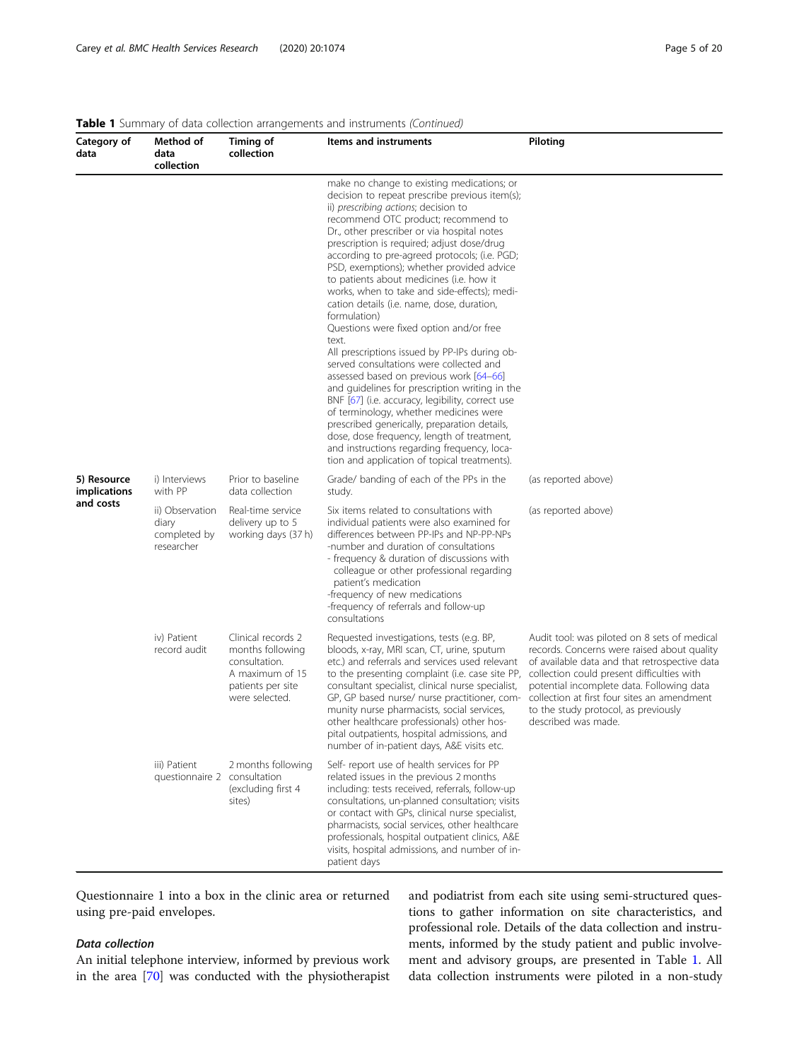**Table 1** Summary of data collection arrangements and instruments *(Continued)*

| Category of data | Method of data collection | Timing of collection | Items and instruments | Piloting |
|---|---|---|---|---|
| | | | make no change to existing medications; or decision to repeat prescribe previous item(s); ii) *prescribing actions*; decision to recommend OTC product; recommend to Dr., other prescriber or via hospital notes prescription is required; adjust dose/drug according to pre-agreed protocols; (i.e. PGD; PSD, exemptions); whether provided advice to patients about medicines (i.e. how it works, when to take and side-effects); medication details (i.e. name, dose, duration, formulation) Questions were fixed option and/or free text. All prescriptions issued by PP-IPs during observed consultations were collected and assessed based on previous work [64–66] and guidelines for prescription writing in the BNF [67] (i.e. accuracy, legibility, correct use of terminology, whether medicines were prescribed generically, preparation details, dose, dose frequency, length of treatment, and instructions regarding frequency, location and application of topical treatments). | |
| **5) Resource implications and costs** | i) Interviews with PP | Prior to baseline data collection | Grade/ banding of each of the PPs in the study. | (as reported above) |
| | ii) Observation diary completed by researcher | Real-time service delivery up to 5 working days (37 h) | Six items related to consultations with individual patients were also examined for differences between PP-IPs and NP-PP-NPs -number and duration of consultations - frequency & duration of discussions with colleague or other professional regarding patient's medication -frequency of new medications -frequency of referrals and follow-up consultations | (as reported above) |
| | iv) Patient record audit | Clinical records 2 months following consultation. A maximum of 15 patients per site were selected. | Requested investigations, tests (e.g. BP, bloods, x-ray, MRI scan, CT, urine, sputum etc.) and referrals and services used relevant to the presenting complaint (i.e. case site PP, consultant specialist, clinical nurse specialist, GP, GP based nurse/ nurse practitioner, community nurse pharmacists, social services, other healthcare professionals) other hospital outpatients, hospital admissions, and number of in-patient days, A&E visits etc. | Audit tool: was piloted on 8 sets of medical records. Concerns were raised about quality of available data and that retrospective data collection could present difficulties with potential incomplete data. Following data collection at first four sites an amendment to the study protocol, as previously described was made. |
| | iii) Patient questionnaire 2 | 2 months following consultation (excluding first 4 sites) | Self- report use of health services for PP related issues in the previous 2 months including: tests received, referrals, follow-up consultations, un-planned consultation; visits or contact with GPs, clinical nurse specialist, pharmacists, social services, other healthcare professionals, hospital outpatient clinics, A&E visits, hospital admissions, and number of in-patient days | |

Questionnaire 1 into a box in the clinic area or returned using pre-paid envelopes.

### *Data collection*

An initial telephone interview, informed by previous work in the area [70] was conducted with the physiotherapist and podiatrist from each site using semi-structured questions to gather information on site characteristics, and professional role. Details of the data collection and instruments, informed by the study patient and public involvement and advisory groups, are presented in Table 1. All data collection instruments were piloted in a non-study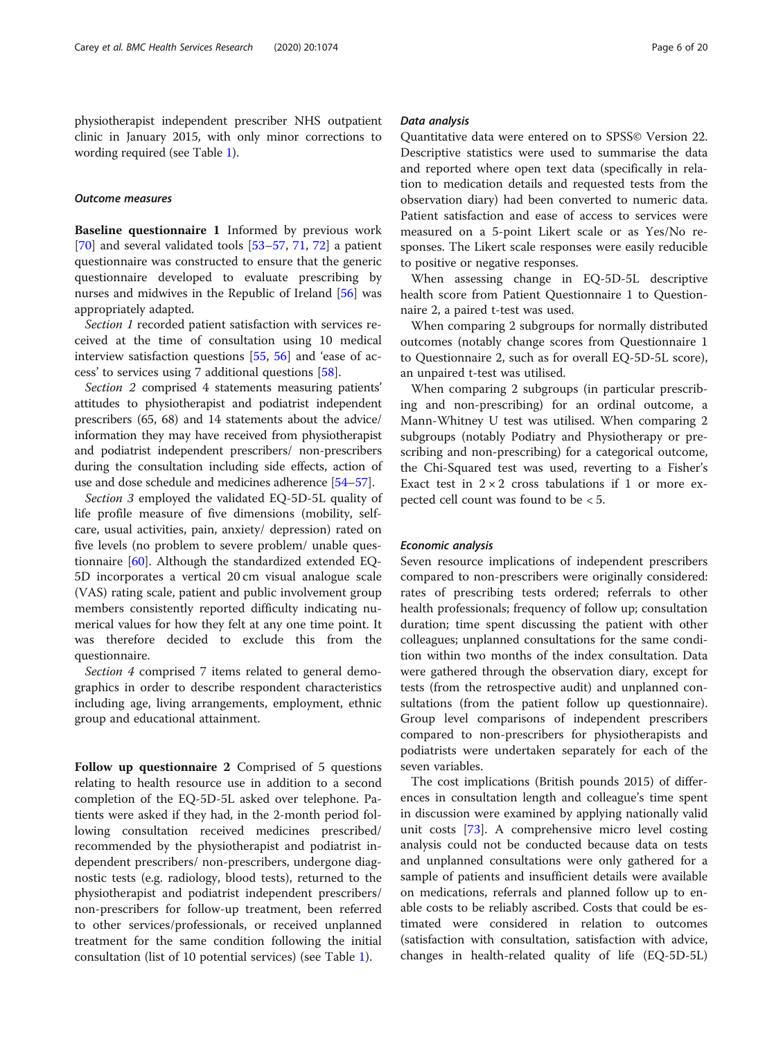physiotherapist independent prescriber NHS outpatient clinic in January 2015, with only minor corrections to wording required (see Table 1).

#### Outcome measures

**Baseline questionnaire 1** Informed by previous work [70] and several validated tools [53–57, 71, 72] a patient questionnaire was constructed to ensure that the generic questionnaire developed to evaluate prescribing by nurses and midwives in the Republic of Ireland [56] was appropriately adapted.

*Section 1* recorded patient satisfaction with services received at the time of consultation using 10 medical interview satisfaction questions [55, 56] and 'ease of access' to services using 7 additional questions [58].

*Section 2* comprised 4 statements measuring patients' attitudes to physiotherapist and podiatrist independent prescribers (65, 68) and 14 statements about the advice/information they may have received from physiotherapist and podiatrist independent prescribers/ non-prescribers during the consultation including side effects, action of use and dose schedule and medicines adherence [54–57].

*Section 3* employed the validated EQ-5D-5L quality of life profile measure of five dimensions (mobility, self-care, usual activities, pain, anxiety/ depression) rated on five levels (no problem to severe problem/ unable questionnaire [60]. Although the standardized extended EQ-5D incorporates a vertical 20 cm visual analogue scale (VAS) rating scale, patient and public involvement group members consistently reported difficulty indicating numerical values for how they felt at any one time point. It was therefore decided to exclude this from the questionnaire.

*Section 4* comprised 7 items related to general demographics in order to describe respondent characteristics including age, living arrangements, employment, ethnic group and educational attainment.

**Follow up questionnaire 2** Comprised of 5 questions relating to health resource use in addition to a second completion of the EQ-5D-5L asked over telephone. Patients were asked if they had, in the 2-month period following consultation received medicines prescribed/recommended by the physiotherapist and podiatrist independent prescribers/ non-prescribers, undergone diagnostic tests (e.g. radiology, blood tests), returned to the physiotherapist and podiatrist independent prescribers/non-prescribers for follow-up treatment, been referred to other services/professionals, or received unplanned treatment for the same condition following the initial consultation (list of 10 potential services) (see Table 1).

#### Data analysis

Quantitative data were entered on to SPSS© Version 22. Descriptive statistics were used to summarise the data and reported where open text data (specifically in relation to medication details and requested tests from the observation diary) had been converted to numeric data. Patient satisfaction and ease of access to services were measured on a 5-point Likert scale or as Yes/No responses. The Likert scale responses were easily reducible to positive or negative responses.

When assessing change in EQ-5D-5L descriptive health score from Patient Questionnaire 1 to Questionnaire 2, a paired t-test was used.

When comparing 2 subgroups for normally distributed outcomes (notably change scores from Questionnaire 1 to Questionnaire 2, such as for overall EQ-5D-5L score), an unpaired t-test was utilised.

When comparing 2 subgroups (in particular prescribing and non-prescribing) for an ordinal outcome, a Mann-Whitney U test was utilised. When comparing 2 subgroups (notably Podiatry and Physiotherapy or prescribing and non-prescribing) for a categorical outcome, the Chi-Squared test was used, reverting to a Fisher's Exact test in $2 \times 2$ cross tabulations if 1 or more expected cell count was found to be $< 5$.

#### Economic analysis

Seven resource implications of independent prescribers compared to non-prescribers were originally considered: rates of prescribing tests ordered; referrals to other health professionals; frequency of follow up; consultation duration; time spent discussing the patient with other colleagues; unplanned consultations for the same condition within two months of the index consultation. Data were gathered through the observation diary, except for tests (from the retrospective audit) and unplanned consultations (from the patient follow up questionnaire). Group level comparisons of independent prescribers compared to non-prescribers for physiotherapists and podiatrists were undertaken separately for each of the seven variables.

The cost implications (British pounds 2015) of differences in consultation length and colleague's time spent in discussion were examined by applying nationally valid unit costs [73]. A comprehensive micro level costing analysis could not be conducted because data on tests and unplanned consultations were only gathered for a sample of patients and insufficient details were available on medications, referrals and planned follow up to enable costs to be reliably ascribed. Costs that could be estimated were considered in relation to outcomes (satisfaction with consultation, satisfaction with advice, changes in health-related quality of life (EQ-5D-5L)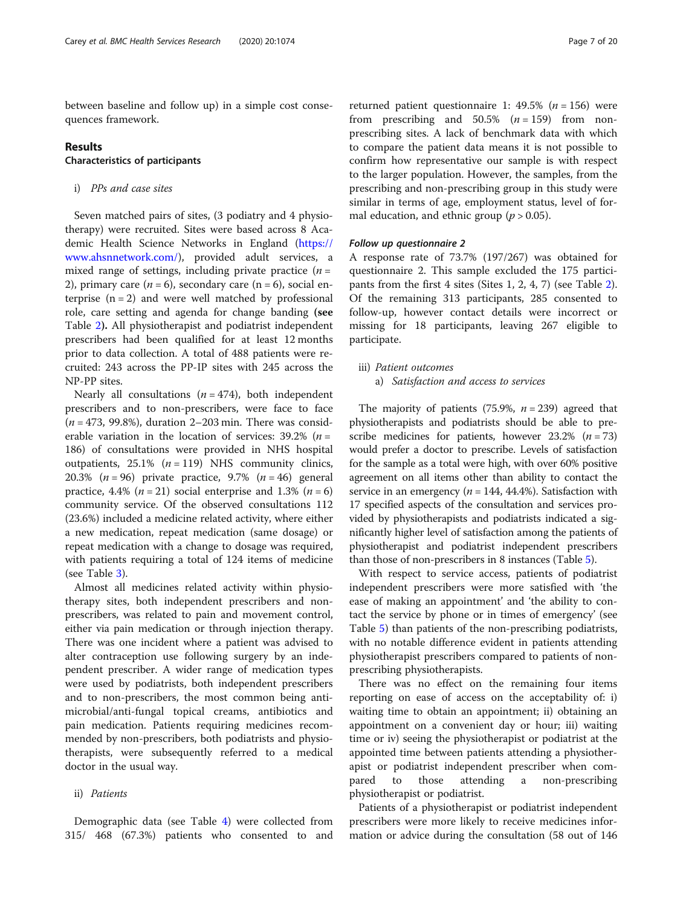between baseline and follow up) in a simple cost consequences framework.

## Results

### Characteristics of participants

i) *PPs and case sites*

Seven matched pairs of sites, (3 podiatry and 4 physiotherapy) were recruited. Sites were based across 8 Academic Health Science Networks in England (https://www.ahsnnetwork.com/), provided adult services, a mixed range of settings, including private practice ($n$ = 2), primary care ($n$ = 6), secondary care (n = 6), social enterprise (n = 2) and were well matched by professional role, care setting and agenda for change banding **(see** Table 2**).** All physiotherapist and podiatrist independent prescribers had been qualified for at least 12 months prior to data collection. A total of 488 patients were recruited: 243 across the PP-IP sites with 245 across the NP-PP sites.

Nearly all consultations ($n$ = 474), both independent prescribers and to non-prescribers, were face to face ($n$ = 473, 99.8%), duration 2–203 min. There was considerable variation in the location of services: 39.2% ($n$ = 186) of consultations were provided in NHS hospital outpatients, 25.1% ($n$ = 119) NHS community clinics, 20.3% ($n$ = 96) private practice, 9.7% ($n$ = 46) general practice, 4.4% ($n$ = 21) social enterprise and 1.3% ($n$ = 6) community service. Of the observed consultations 112 (23.6%) included a medicine related activity, where either a new medication, repeat medication (same dosage) or repeat medication with a change to dosage was required, with patients requiring a total of 124 items of medicine (see Table 3).

Almost all medicines related activity within physiotherapy sites, both independent prescribers and non-prescribers, was related to pain and movement control, either via pain medication or through injection therapy. There was one incident where a patient was advised to alter contraception use following surgery by an independent prescriber. A wider range of medication types were used by podiatrists, both independent prescribers and to non-prescribers, the most common being anti-microbial/anti-fungal topical creams, antibiotics and pain medication. Patients requiring medicines recommended by non-prescribers, both podiatrists and physiotherapists, were subsequently referred to a medical doctor in the usual way.

ii) *Patients*

Demographic data (see Table 4) were collected from 315/ 468 (67.3%) patients who consented to and returned patient questionnaire 1: 49.5% ($n$ = 156) were from prescribing and 50.5% ($n$ = 159) from non-prescribing sites. A lack of benchmark data with which to compare the patient data means it is not possible to confirm how representative our sample is with respect to the larger population. However, the samples, from the prescribing and non-prescribing group in this study were similar in terms of age, employment status, level of formal education, and ethnic group ($p > 0.05$).

#### *Follow up questionnaire 2*

A response rate of 73.7% (197/267) was obtained for questionnaire 2. This sample excluded the 175 participants from the first 4 sites (Sites 1, 2, 4, 7) (see Table 2). Of the remaining 313 participants, 285 consented to follow-up, however contact details were incorrect or missing for 18 participants, leaving 267 eligible to participate.

iii) *Patient outcomes*

a) *Satisfaction and access to services*

The majority of patients (75.9%, $n$ = 239) agreed that physiotherapists and podiatrists should be able to prescribe medicines for patients, however 23.2% ($n$ = 73) would prefer a doctor to prescribe. Levels of satisfaction for the sample as a total were high, with over 60% positive agreement on all items other than ability to contact the service in an emergency ($n$ = 144, 44.4%). Satisfaction with 17 specified aspects of the consultation and services provided by physiotherapists and podiatrists indicated a significantly higher level of satisfaction among the patients of physiotherapist and podiatrist independent prescribers than those of non-prescribers in 8 instances (Table 5).

With respect to service access, patients of podiatrist independent prescribers were more satisfied with 'the ease of making an appointment' and 'the ability to contact the service by phone or in times of emergency' (see Table 5) than patients of the non-prescribing podiatrists, with no notable difference evident in patients attending physiotherapist prescribers compared to patients of non-prescribing physiotherapists.

There was no effect on the remaining four items reporting on ease of access on the acceptability of: i) waiting time to obtain an appointment; ii) obtaining an appointment on a convenient day or hour; iii) waiting time or iv) seeing the physiotherapist or podiatrist at the appointed time between patients attending a physiotherapist or podiatrist independent prescriber when compared to those attending a non-prescribing physiotherapist or podiatrist.

Patients of a physiotherapist or podiatrist independent prescribers were more likely to receive medicines information or advice during the consultation (58 out of 146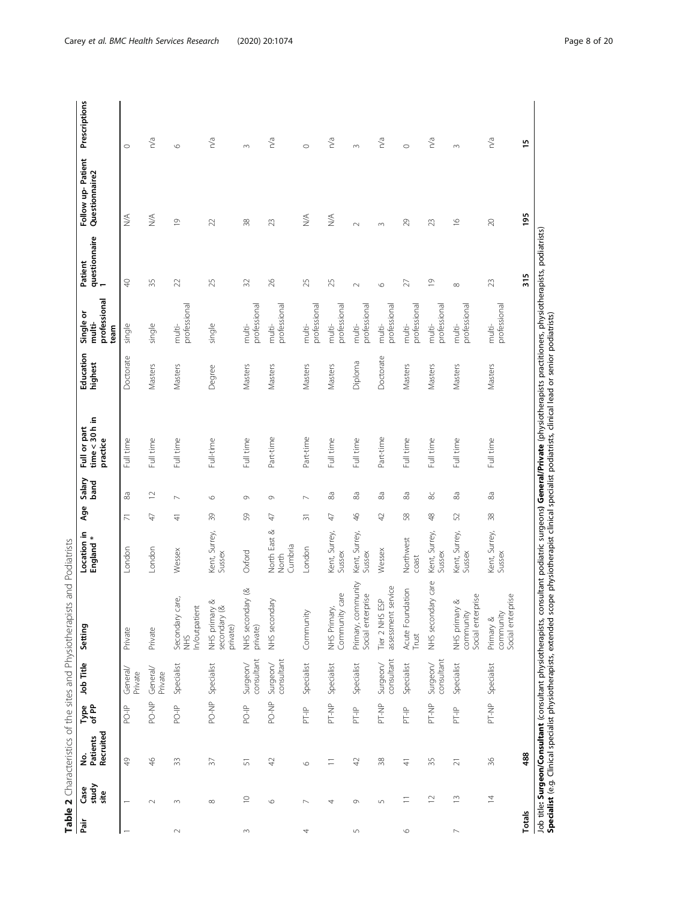**Table 2** Characteristics of the sites and Physiotherapists and Podiatrists

| Pair | Case study site | No. Patients Recruited | Type of PP | Job Title | Setting | Location in England * | Age | Salary band | Full or part time < 30 h in practice | Education highest | Single or multi-professional team | Patient questionnaire 1 | Follow up- Patient Questionnaire2 | Prescriptions |
|---|---|---|---|---|---|---|---|---|---|---|---|---|---|---|
| 1 | 1 | 49 | PO-IP | General/ Private | Private | London | 71 | 8a | Full time | Doctorate | single | 40 | N/A | 0 |
| | 2 | 46 | PO-NP | General/ Private | Private | London | 47 | 12 | Full time | Masters | single | 35 | N/A | n/a |
| 2 | 3 | 33 | PO-IP | Specialist | Secondary care, NHS In/outpatient | Wessex | 41 | 7 | Full time | Masters | multi-professional | 22 | 19 | 6 |
| | 8 | 37 | PO-NP | Specialist | NHS primary & secondary (& private) | Kent, Surrey, Sussex | 39 | 6 | Full-time | Degree | single | 25 | 22 | n/a |
| 3 | 10 | 51 | PO-IP | Surgeon/ consultant | NHS secondary (& private) | Oxford | 59 | 9 | Full time | Masters | multi-professional | 32 | 38 | 3 |
| | 6 | 42 | PO-NP | Surgeon/ consultant | NHS secondary | North East & North Cumbria | 47 | 9 | Part-time | Masters | multi-professional | 26 | 23 | n/a |
| 4 | 7 | 6 | PT-IP | Specialist | Community | London | 31 | 7 | Part-time | Masters | multi-professional | 25 | N/A | 0 |
| | 4 | 11 | PT-NP | Specialist | NHS Primary, Community care | Kent, Surrey, Sussex | 47 | 8a | Full time | Masters | multi-professional | 25 | N/A | n/a |
| 5 | 9 | 42 | PT-IP | Specialist | Primary, community Social enterprise | Kent, Surrey, Sussex | 46 | 8a | Full time | Diploma | multi-professional | 2 | 2 | 3 |
| | 5 | 38 | PT-NP | Surgeon/ consultant | Tier 2 NHS ESP assessment service | Wessex | 42 | 8a | Part-time | Doctorate | multi-professional | 6 | 3 | n/a |
| 6 | 11 | 41 | PT-IP | Specialist | Acute Foundation Trust | Northwest coast | 58 | 8a | Full time | Masters | multi-professional | 27 | 29 | 0 |
| | 12 | 35 | PT-NP | Surgeon/ consultant | NHS secondary care | Kent, Surrey, Sussex | 48 | 8c | Full time | Masters | multi-professional | 19 | 23 | n/a |
| 7 | 13 | 21 | PT-IP | Specialist | NHS primary & community Social enterprise | Kent, Surrey, Sussex | 52 | 8a | Full time | Masters | multi-professional | 8 | 16 | 3 |
| | 14 | 36 | PT-NP | Specialist | Primary & community Social enterprise | Kent, Surrey, Sussex | 38 | 8a | Full time | Masters | multi-professional | 23 | 20 | n/a |
| **Totals** | | **488** | | | | | | | | | | **315** | **195** | **15** |

Job title: **Surgeon/Consultant** (consultant physiotherapists, consultant podiatric surgeons) **General/Private** (physiotherapists practitioners, physiotherapists, podiatrists)
**Specialist** (e.g. Clinical specialist physiotherapists, extended scope physiotherapist clinical specialist podiatrists, clinical lead or senior podiatrists)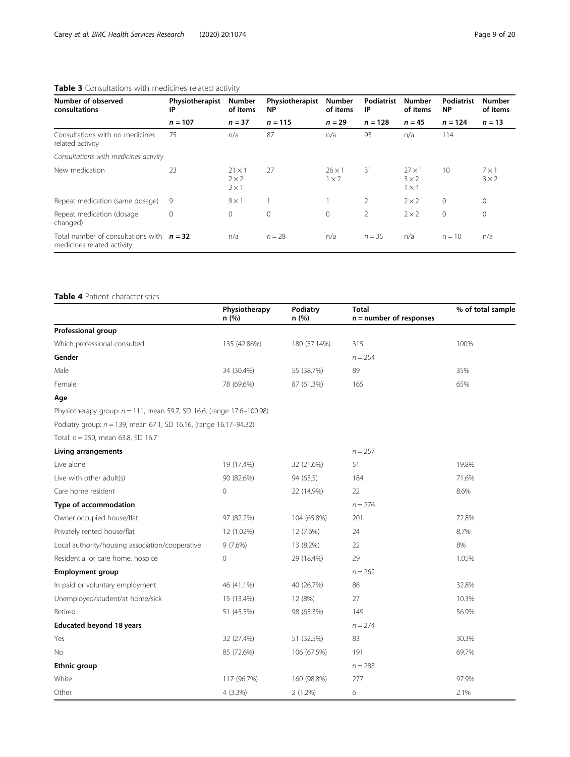**Table 3** Consultations with medicines related activity

| Number of observed consultations | Physiotherapist IP | Number of items | Physiotherapist NP | Number of items | Podiatrist IP | Number of items | Podiatrist NP | Number of items |
|---|---|---|---|---|---|---|---|---|
| | ***n* = 107** | ***n* = 37** | ***n* = 115** | ***n* = 29** | ***n* = 128** | ***n* = 45** | ***n* = 124** | ***n* = 13** |
| Consultations with no medicines related activity | 75 | n/a | 87 | n/a | 93 | n/a | 114 | |
| *Consultations with medicines activity* | | | | | | | | |
| New medication | 23 | 21 × 1<br>2 × 2<br>3 × 1 | 27 | 26 × 1<br>1 × 2 | 31 | 27 × 1<br>3 × 2<br>1 × 4 | 10 | 7 × 1<br>3 × 2 |
| Repeat medication (same dosage) | 9 | 9 × 1 | 1 | 1 | 2 | 2 × 2 | 0 | 0 |
| Repeat medication (dosage changed) | 0 | 0 | 0 | 0 | 2 | 2 × 2 | 0 | 0 |
| Total number of consultations with medicines related activity | ***n* = 32** | n/a | *n* = 28 | n/a | *n* = 35 | n/a | n = 10 | n/a |

**Table 4** Patient characteristics

| | Physiotherapy n (%) | Podiatry n (%) | Total n = number of responses | % of total sample |
|---|---|---|---|---|
| **Professional group** | | | | |
| Which professional consulted | 135 (42.86%) | 180 (57.14%) | 315 | 100% |
| **Gender** | | | *n* = 254 | |
| Male | 34 (30.4%) | 55 (38.7%) | 89 | 35% |
| Female | 78 (69.6%) | 87 (61.3%) | 165 | 65% |
| **Age** | | | | |
| Physiotherapy group: *n* = 111, mean 59.7, SD 16.6, (range 17.6–100.98) | | | | |
| Podiatry group: *n* = 139, mean 67.1, SD 16.16, (range 16.17–94.32) | | | | |
| Total: *n* = 250, mean 63.8, SD 16.7 | | | | |
| **Living arrangements** | | | *n* = 257 | |
| Live alone | 19 (17.4%) | 32 (21.6%) | 51 | 19.8% |
| Live with other adult(s) | 90 (82.6%) | 94 (63.5) | 184 | 71.6% |
| Care home resident | 0 | 22 (14.9%) | 22 | 8.6% |
| **Type of accommodation** | | | *n* = 276 | |
| Owner occupied house/flat | 97 (82.2%) | 104 (65.8%) | 201 | 72.8% |
| Privately rented house/flat | 12 (1.02%) | 12 (7.6%) | 24 | 8.7% |
| Local authority/housing association/cooperative | 9 (7.6%) | 13 (8.2%) | 22 | 8% |
| Residential or care home, hospice | 0 | 29 (18.4%) | 29 | 1.05% |
| **Employment group** | | | *n* = 262 | |
| In paid or voluntary employment | 46 (41.1%) | 40 (26.7%) | 86 | 32.8% |
| Unemployed/student/at home/sick | 15 (13.4%) | 12 (8%) | 27 | 10.3% |
| Retired | 51 (45.5%) | 98 (65.3%) | 149 | 56.9% |
| **Educated beyond 18 years** | | | *n* = 274 | |
| Yes | 32 (27.4%) | 51 (32.5%) | 83 | 30.3% |
| No | 85 (72.6%) | 106 (67.5%) | 191 | 69.7% |
| **Ethnic group** | | | *n* = 283 | |
| White | 117 (96.7%) | 160 (98.8%) | 277 | 97.9% |
| Other | 4 (3.3%) | 2 (1.2%) | 6 | 2.1% |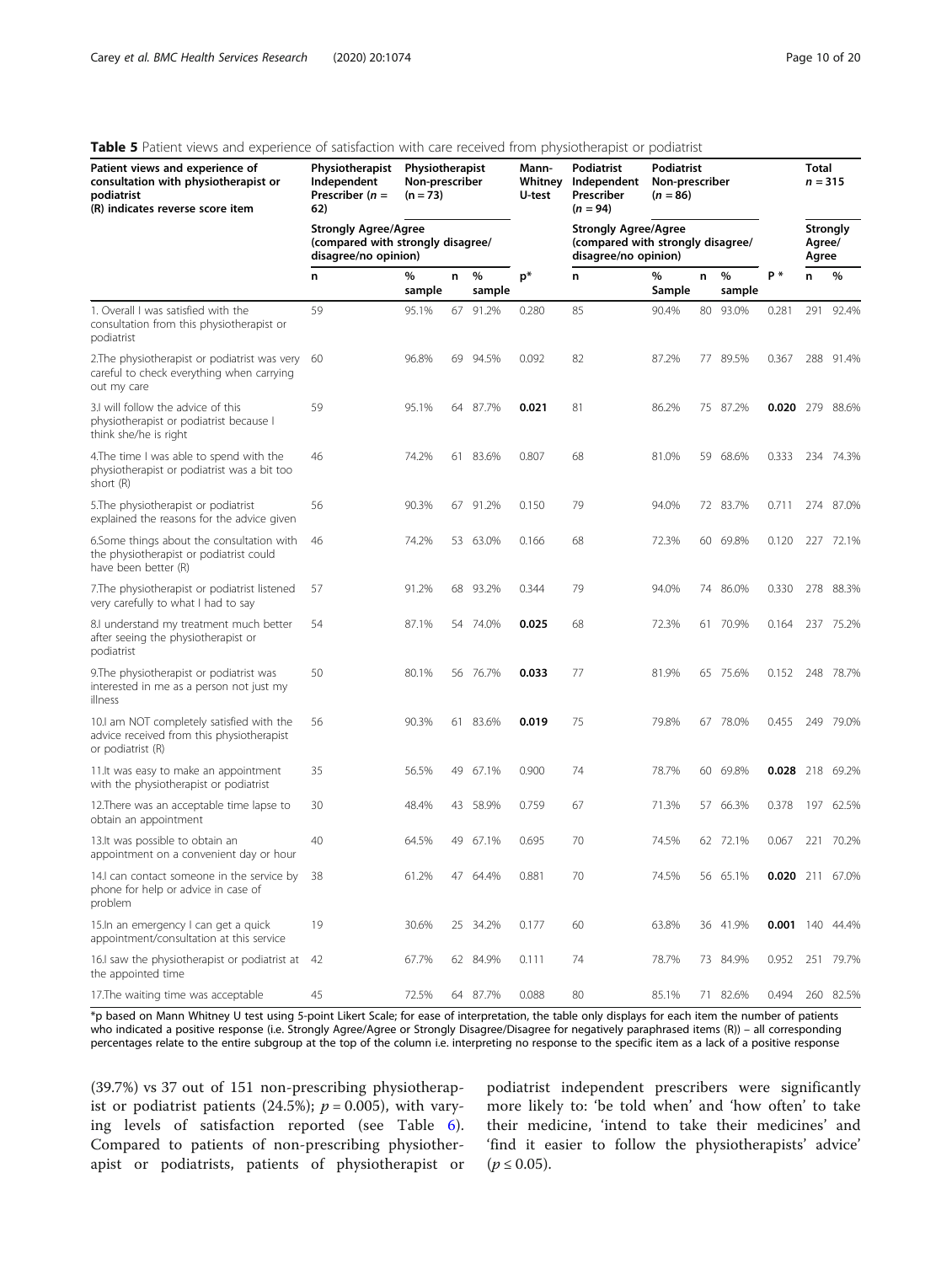**Table 5** Patient views and experience of satisfaction with care received from physiotherapist or podiatrist

| Patient views and experience of consultation with physiotherapist or podiatrist (R) indicates reverse score item | Physiotherapist Independent Prescriber (n = 62) | | Physiotherapist Non-prescriber (n = 73) | | Mann-Whitney U-test | Podiatrist Independent Prescriber (n = 94) | | Podiatrist Non-prescriber (n = 86) | | | Total n = 315 | |
|---|---|---|---|---|---|---|---|---|---|---|---|---|
| | Strongly Agree/Agree (compared with strongly disagree/ disagree/no opinion) | | | | | Strongly Agree/Agree (compared with strongly disagree/ disagree/no opinion) | | | | | Strongly Agree/ Agree | |
| | n | % sample | n | % sample | p* | n | % Sample | n | % sample | P * | n | % |
| 1. Overall I was satisfied with the consultation from this physiotherapist or podiatrist | 59 | 95.1% | 67 | 91.2% | 0.280 | 85 | 90.4% | 80 | 93.0% | 0.281 | 291 | 92.4% |
| 2.The physiotherapist or podiatrist was very careful to check everything when carrying out my care | 60 | 96.8% | 69 | 94.5% | 0.092 | 82 | 87.2% | 77 | 89.5% | 0.367 | 288 | 91.4% |
| 3.I will follow the advice of this physiotherapist or podiatrist because I think she/he is right | 59 | 95.1% | 64 | 87.7% | **0.021** | 81 | 86.2% | 75 | 87.2% | **0.020** | 279 | 88.6% |
| 4.The time I was able to spend with the physiotherapist or podiatrist was a bit too short (R) | 46 | 74.2% | 61 | 83.6% | 0.807 | 68 | 81.0% | 59 | 68.6% | 0.333 | 234 | 74.3% |
| 5.The physiotherapist or podiatrist explained the reasons for the advice given | 56 | 90.3% | 67 | 91.2% | 0.150 | 79 | 94.0% | 72 | 83.7% | 0.711 | 274 | 87.0% |
| 6.Some things about the consultation with the physiotherapist or podiatrist could have been better (R) | 46 | 74.2% | 53 | 63.0% | 0.166 | 68 | 72.3% | 60 | 69.8% | 0.120 | 227 | 72.1% |
| 7.The physiotherapist or podiatrist listened very carefully to what I had to say | 57 | 91.2% | 68 | 93.2% | 0.344 | 79 | 94.0% | 74 | 86.0% | 0.330 | 278 | 88.3% |
| 8.I understand my treatment much better after seeing the physiotherapist or podiatrist | 54 | 87.1% | 54 | 74.0% | **0.025** | 68 | 72.3% | 61 | 70.9% | 0.164 | 237 | 75.2% |
| 9.The physiotherapist or podiatrist was interested in me as a person not just my illness | 50 | 80.1% | 56 | 76.7% | **0.033** | 77 | 81.9% | 65 | 75.6% | 0.152 | 248 | 78.7% |
| 10.I am NOT completely satisfied with the advice received from this physiotherapist or podiatrist (R) | 56 | 90.3% | 61 | 83.6% | **0.019** | 75 | 79.8% | 67 | 78.0% | 0.455 | 249 | 79.0% |
| 11.It was easy to make an appointment with the physiotherapist or podiatrist | 35 | 56.5% | 49 | 67.1% | 0.900 | 74 | 78.7% | 60 | 69.8% | **0.028** | 218 | 69.2% |
| 12.There was an acceptable time lapse to obtain an appointment | 30 | 48.4% | 43 | 58.9% | 0.759 | 67 | 71.3% | 57 | 66.3% | 0.378 | 197 | 62.5% |
| 13.It was possible to obtain an appointment on a convenient day or hour | 40 | 64.5% | 49 | 67.1% | 0.695 | 70 | 74.5% | 62 | 72.1% | 0.067 | 221 | 70.2% |
| 14.I can contact someone in the service by phone for help or advice in case of problem | 38 | 61.2% | 47 | 64.4% | 0.881 | 70 | 74.5% | 56 | 65.1% | **0.020** | 211 | 67.0% |
| 15.In an emergency I can get a quick appointment/consultation at this service | 19 | 30.6% | 25 | 34.2% | 0.177 | 60 | 63.8% | 36 | 41.9% | **0.001** | 140 | 44.4% |
| 16.I saw the physiotherapist or podiatrist at the appointed time | 42 | 67.7% | 62 | 84.9% | 0.111 | 74 | 78.7% | 73 | 84.9% | 0.952 | 251 | 79.7% |
| 17.The waiting time was acceptable | 45 | 72.5% | 64 | 87.7% | 0.088 | 80 | 85.1% | 71 | 82.6% | 0.494 | 260 | 82.5% |

*p based on Mann Whitney U test using 5-point Likert Scale; for ease of interpretation, the table only displays for each item the number of patients who indicated a positive response (i.e. Strongly Agree/Agree or Strongly Disagree/Disagree for negatively paraphrased items (R)) – all corresponding percentages relate to the entire subgroup at the top of the column i.e. interpreting no response to the specific item as a lack of a positive response

(39.7%) vs 37 out of 151 non-prescribing physiotherapist or podiatrist patients (24.5%); $p = 0.005$), with varying levels of satisfaction reported (see Table 6). Compared to patients of non-prescribing physiotherapist or podiatrists, patients of physiotherapist or podiatrist independent prescribers were significantly more likely to: 'be told when' and 'how often' to take their medicine, 'intend to take their medicines' and 'find it easier to follow the physiotherapists' advice' ($p \leq 0.05$).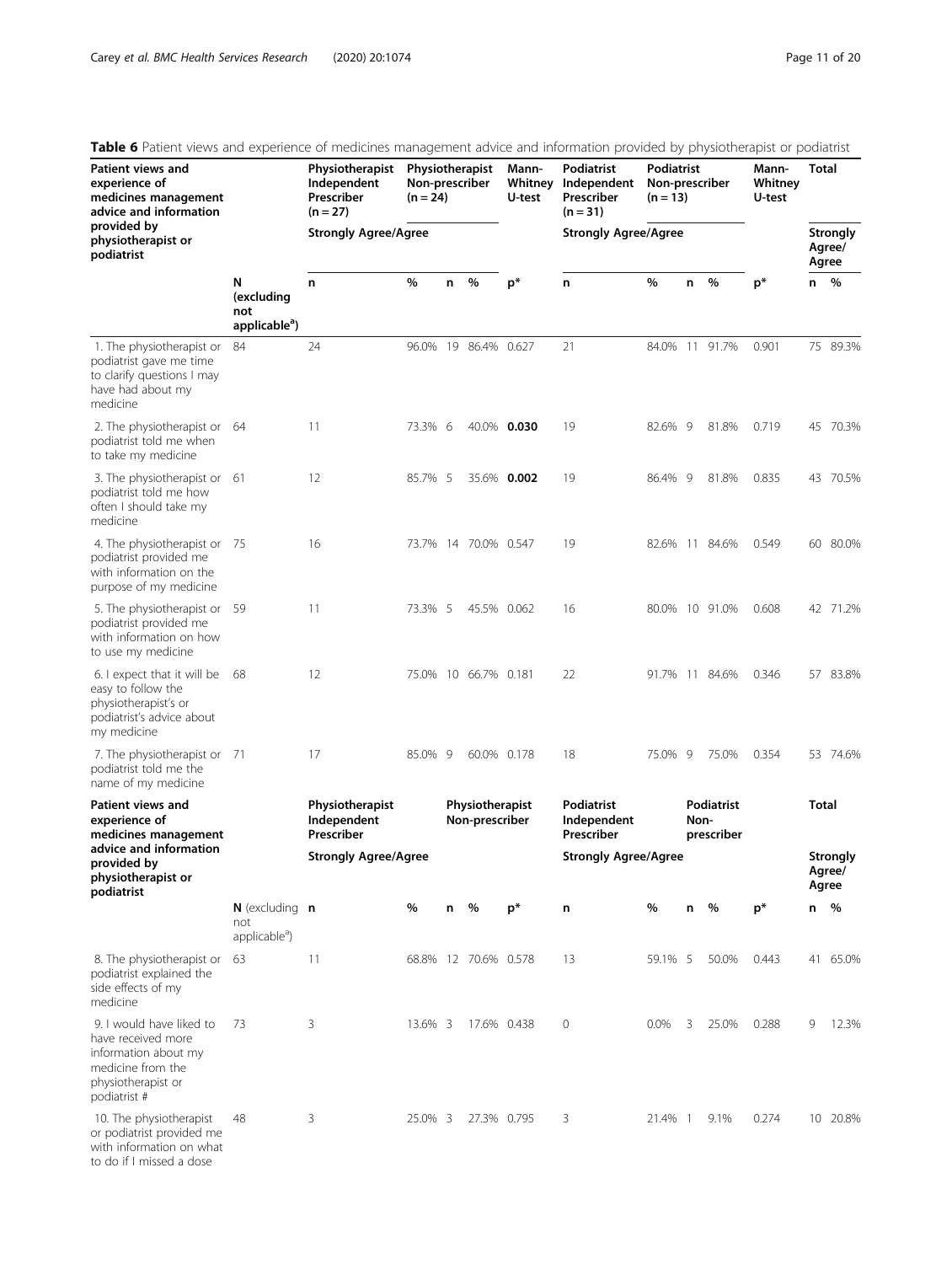**Table 6** Patient views and experience of medicines management advice and information provided by physiotherapist or podiatrist

| Patient views and experience of medicines management advice and information provided by physiotherapist or podiatrist | | Physiotherapist Independent Prescriber (n = 27) | | Physiotherapist Non-prescriber (n = 24) | | Mann-Whitney U-test | Podiatrist Independent Prescriber (n = 31) | | Podiatrist Non-prescriber (n = 13) | | Mann-Whitney U-test | Total | |
|---|---|---|---|---|---|---|---|---|---|---|---|---|---|
| | | Strongly Agree/Agree | | | | | Strongly Agree/Agree | | | | | Strongly Agree/ Agree | |
| | N (excluding not applicable[a]) | n | % | n | % | p* | n | % | n | % | p* | n | % |
| 1. The physiotherapist or podiatrist gave me time to clarify questions I may have had about my medicine | 84 | 24 | 96.0% | 19 | 86.4% | 0.627 | 21 | 84.0% | 11 | 91.7% | 0.901 | 75 | 89.3% |
| 2. The physiotherapist or podiatrist told me when to take my medicine | 64 | 11 | 73.3% | 6 | 40.0% | **0.030** | 19 | 82.6% | 9 | 81.8% | 0.719 | 45 | 70.3% |
| 3. The physiotherapist or podiatrist told me how often I should take my medicine | 61 | 12 | 85.7% | 5 | 35.6% | **0.002** | 19 | 86.4% | 9 | 81.8% | 0.835 | 43 | 70.5% |
| 4. The physiotherapist or podiatrist provided me with information on the purpose of my medicine | 75 | 16 | 73.7% | 14 | 70.0% | 0.547 | 19 | 82.6% | 11 | 84.6% | 0.549 | 60 | 80.0% |
| 5. The physiotherapist or podiatrist provided me with information on how to use my medicine | 59 | 11 | 73.3% | 5 | 45.5% | 0.062 | 16 | 80.0% | 10 | 91.0% | 0.608 | 42 | 71.2% |
| 6. I expect that it will be easy to follow the physiotherapist's or podiatrist's advice about my medicine | 68 | 12 | 75.0% | 10 | 66.7% | 0.181 | 22 | 91.7% | 11 | 84.6% | 0.346 | 57 | 83.8% |
| 7. The physiotherapist or podiatrist told me the name of my medicine | 71 | 17 | 85.0% | 9 | 60.0% | 0.178 | 18 | 75.0% | 9 | 75.0% | 0.354 | 53 | 74.6% |
| **Patient views and experience of medicines management advice and information provided by physiotherapist or podiatrist** | | **Physiotherapist Independent Prescriber** | | **Physiotherapist Non-prescriber** | | | **Podiatrist Independent Prescriber** | | **Podiatrist Non-prescriber** | | | **Total** | |
| | | **Strongly Agree/Agree** | | | | | **Strongly Agree/Agree** | | | | | **Strongly Agree/ Agree** | |
| | **N** (excluding not applicable[a]) | **n** | **%** | **n** | **%** | **p*** | **n** | **%** | **n** | **%** | **p*** | **n** | **%** |
| 8. The physiotherapist or podiatrist explained the side effects of my medicine | 63 | 11 | 68.8% | 12 | 70.6% | 0.578 | 13 | 59.1% | 5 | 50.0% | 0.443 | 41 | 65.0% |
| 9. I would have liked to have received more information about my medicine from the physiotherapist or podiatrist # | 73 | 3 | 13.6% | 3 | 17.6% | 0.438 | 0 | 0.0% | 3 | 25.0% | 0.288 | 9 | 12.3% |
| 10. The physiotherapist or podiatrist provided me with information on what to do if I missed a dose | 48 | 3 | 25.0% | 3 | 27.3% | 0.795 | 3 | 21.4% | 1 | 9.1% | 0.274 | 10 | 20.8% |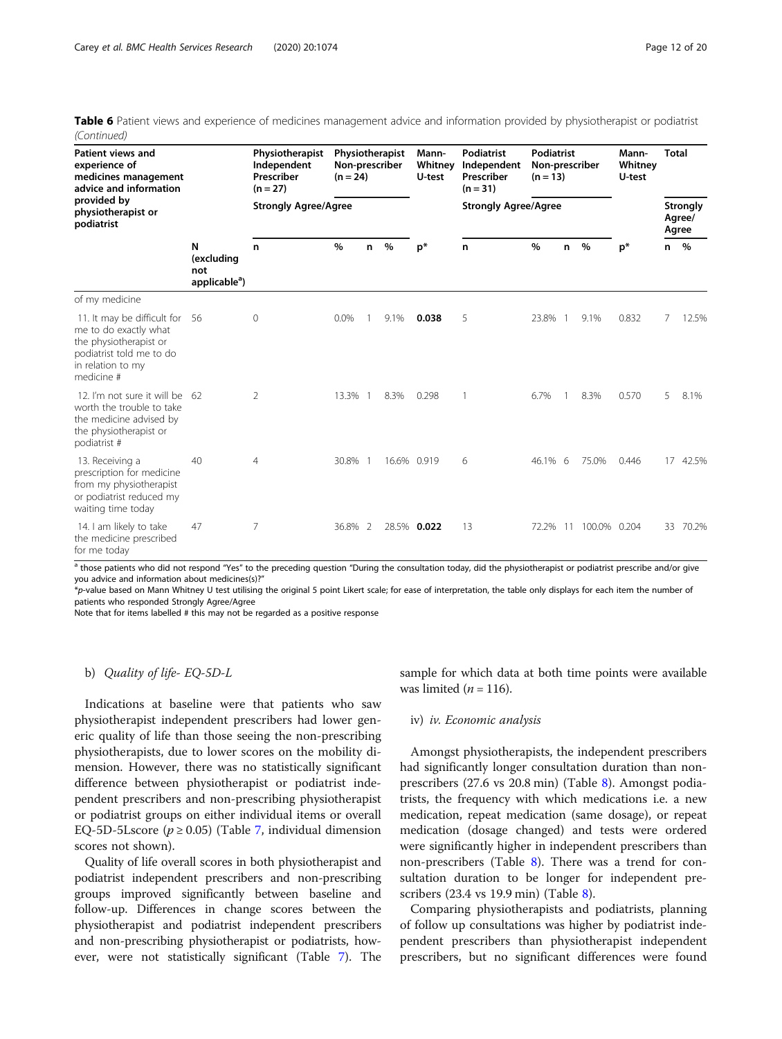**Table 6** Patient views and experience of medicines management advice and information provided by physiotherapist or podiatrist *(Continued)*

| Patient views and experience of medicines management advice and information provided by physiotherapist or podiatrist | | Physiotherapist Independent Prescriber (n = 27) | Physiotherapist Non-prescriber (n = 24) | | | Mann-Whitney U-test | Podiatrist Independent Prescriber (n = 31) | Podiatrist Non-prescriber (n = 13) | | | Mann-Whitney U-test | Total | |
|---|---|---|---|---|---|---|---|---|---|---|---|---|---|
| | | Strongly Agree/Agree | | | | | Strongly Agree/Agree | | | | | Strongly Agree/Agree | |
| | N (excluding not applicable[a]) | n | % | n | % | p* | n | % | n | % | p* | n | % |
| of my medicine | | | | | | | | | | | | | |
| 11. It may be difficult for me to do exactly what the physiotherapist or podiatrist told me to do in relation to my medicine # | 56 | 0 | 0.0% | 1 | 9.1% | **0.038** | 5 | 23.8% | 1 | 9.1% | 0.832 | 7 | 12.5% |
| 12. I'm not sure it will be worth the trouble to take the medicine advised by the physiotherapist or podiatrist # | 62 | 2 | 13.3% | 1 | 8.3% | 0.298 | 1 | 6.7% | 1 | 8.3% | 0.570 | 5 | 8.1% |
| 13. Receiving a prescription for medicine from my physiotherapist or podiatrist reduced my waiting time today | 40 | 4 | 30.8% | 1 | 16.6% | 0.919 | 6 | 46.1% | 6 | 75.0% | 0.446 | 17 | 42.5% |
| 14. I am likely to take the medicine prescribed for me today | 47 | 7 | 36.8% | 2 | 28.5% | **0.022** | 13 | 72.2% | 11 | 100.0% | 0.204 | 33 | 70.2% |

[a] those patients who did not respond "Yes" to the preceding question "During the consultation today, did the physiotherapist or podiatrist prescribe and/or give you advice and information about medicines(s)?"

*p-value based on Mann Whitney U test utilising the original 5 point Likert scale; for ease of interpretation, the table only displays for each item the number of patients who responded Strongly Agree/Agree

Note that for items labelled # this may not be regarded as a positive response

b) *Quality of life- EQ-5D-L*

Indications at baseline were that patients who saw physiotherapist independent prescribers had lower generic quality of life than those seeing the non-prescribing physiotherapists, due to lower scores on the mobility dimension. However, there was no statistically significant difference between physiotherapist or podiatrist independent prescribers and non-prescribing physiotherapist or podiatrist groups on either individual items or overall EQ-5D-5Lscore ($p \geq 0.05$) (Table 7, individual dimension scores not shown).

Quality of life overall scores in both physiotherapist and podiatrist independent prescribers and non-prescribing groups improved significantly between baseline and follow-up. Differences in change scores between the physiotherapist and podiatrist independent prescribers and non-prescribing physiotherapist or podiatrists, however, were not statistically significant (Table 7). The sample for which data at both time points were available was limited ($n = 116$).

iv) *iv. Economic analysis*

Amongst physiotherapists, the independent prescribers had significantly longer consultation duration than non-prescribers (27.6 vs 20.8 min) (Table 8). Amongst podiatrists, the frequency with which medications i.e. a new medication, repeat medication (same dosage), or repeat medication (dosage changed) and tests were ordered were significantly higher in independent prescribers than non-prescribers (Table 8). There was a trend for consultation duration to be longer for independent prescribers (23.4 vs 19.9 min) (Table 8).

Comparing physiotherapists and podiatrists, planning of follow up consultations was higher by podiatrist independent prescribers than physiotherapist independent prescribers, but no significant differences were found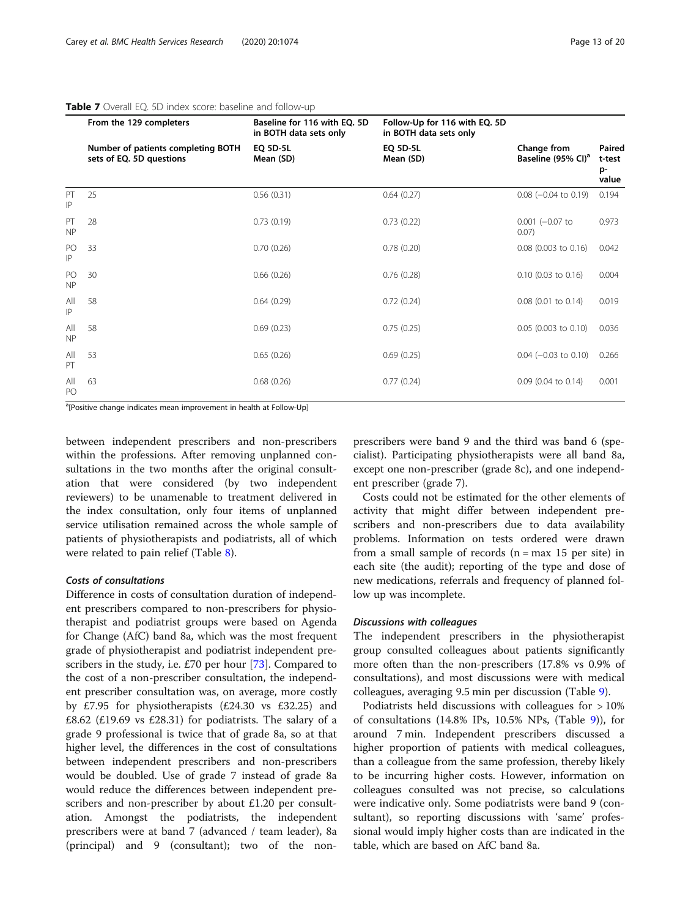**Table 7** Overall EQ. 5D index score: baseline and follow-up

| | From the 129 completers | Baseline for 116 with EQ. 5D in BOTH data sets only | Follow-Up for 116 with EQ. 5D in BOTH data sets only | | |
|---|---|---|---|---|---|
| | Number of patients completing BOTH sets of EQ. 5D questions | EQ 5D-5L Mean (SD) | EQ 5D-5L Mean (SD) | Change from Baseline (95% CI)[a] | Paired t-test p-value |
| PT IP | 25 | 0.56 (0.31) | 0.64 (0.27) | 0.08 (−0.04 to 0.19) | 0.194 |
| PT NP | 28 | 0.73 (0.19) | 0.73 (0.22) | 0.001 (−0.07 to 0.07) | 0.973 |
| PO IP | 33 | 0.70 (0.26) | 0.78 (0.20) | 0.08 (0.003 to 0.16) | 0.042 |
| PO NP | 30 | 0.66 (0.26) | 0.76 (0.28) | 0.10 (0.03 to 0.16) | 0.004 |
| All IP | 58 | 0.64 (0.29) | 0.72 (0.24) | 0.08 (0.01 to 0.14) | 0.019 |
| All NP | 58 | 0.69 (0.23) | 0.75 (0.25) | 0.05 (0.003 to 0.10) | 0.036 |
| All PT | 53 | 0.65 (0.26) | 0.69 (0.25) | 0.04 (−0.03 to 0.10) | 0.266 |
| All PO | 63 | 0.68 (0.26) | 0.77 (0.24) | 0.09 (0.04 to 0.14) | 0.001 |

[a][Positive change indicates mean improvement in health at Follow-Up]

between independent prescribers and non-prescribers within the professions. After removing unplanned consultations in the two months after the original consultation that were considered (by two independent reviewers) to be unamenable to treatment delivered in the index consultation, only four items of unplanned service utilisation remained across the whole sample of patients of physiotherapists and podiatrists, all of which were related to pain relief (Table 8).

#### Costs of consultations

Difference in costs of consultation duration of independent prescribers compared to non-prescribers for physiotherapist and podiatrist groups were based on Agenda for Change (AfC) band 8a, which was the most frequent grade of physiotherapist and podiatrist independent prescribers in the study, i.e. £70 per hour [73]. Compared to the cost of a non-prescriber consultation, the independent prescriber consultation was, on average, more costly by £7.95 for physiotherapists (£24.30 vs £32.25) and £8.62 (£19.69 vs £28.31) for podiatrists. The salary of a grade 9 professional is twice that of grade 8a, so at that higher level, the differences in the cost of consultations between independent prescribers and non-prescribers would be doubled. Use of grade 7 instead of grade 8a would reduce the differences between independent prescribers and non-prescriber by about £1.20 per consultation. Amongst the podiatrists, the independent prescribers were at band 7 (advanced / team leader), 8a (principal) and 9 (consultant); two of the non-prescribers were band 9 and the third was band 6 (specialist). Participating physiotherapists were all band 8a, except one non-prescriber (grade 8c), and one independent prescriber (grade 7).

Costs could not be estimated for the other elements of activity that might differ between independent prescribers and non-prescribers due to data availability problems. Information on tests ordered were drawn from a small sample of records (n = max 15 per site) in each site (the audit); reporting of the type and dose of new medications, referrals and frequency of planned follow up was incomplete.

#### Discussions with colleagues

The independent prescribers in the physiotherapist group consulted colleagues about patients significantly more often than the non-prescribers (17.8% vs 0.9% of consultations), and most discussions were with medical colleagues, averaging 9.5 min per discussion (Table 9).

Podiatrists held discussions with colleagues for > 10% of consultations (14.8% IPs, 10.5% NPs, (Table 9)), for around 7 min. Independent prescribers discussed a higher proportion of patients with medical colleagues, than a colleague from the same profession, thereby likely to be incurring higher costs. However, information on colleagues consulted was not precise, so calculations were indicative only. Some podiatrists were band 9 (consultant), so reporting discussions with 'same' professional would imply higher costs than are indicated in the table, which are based on AfC band 8a.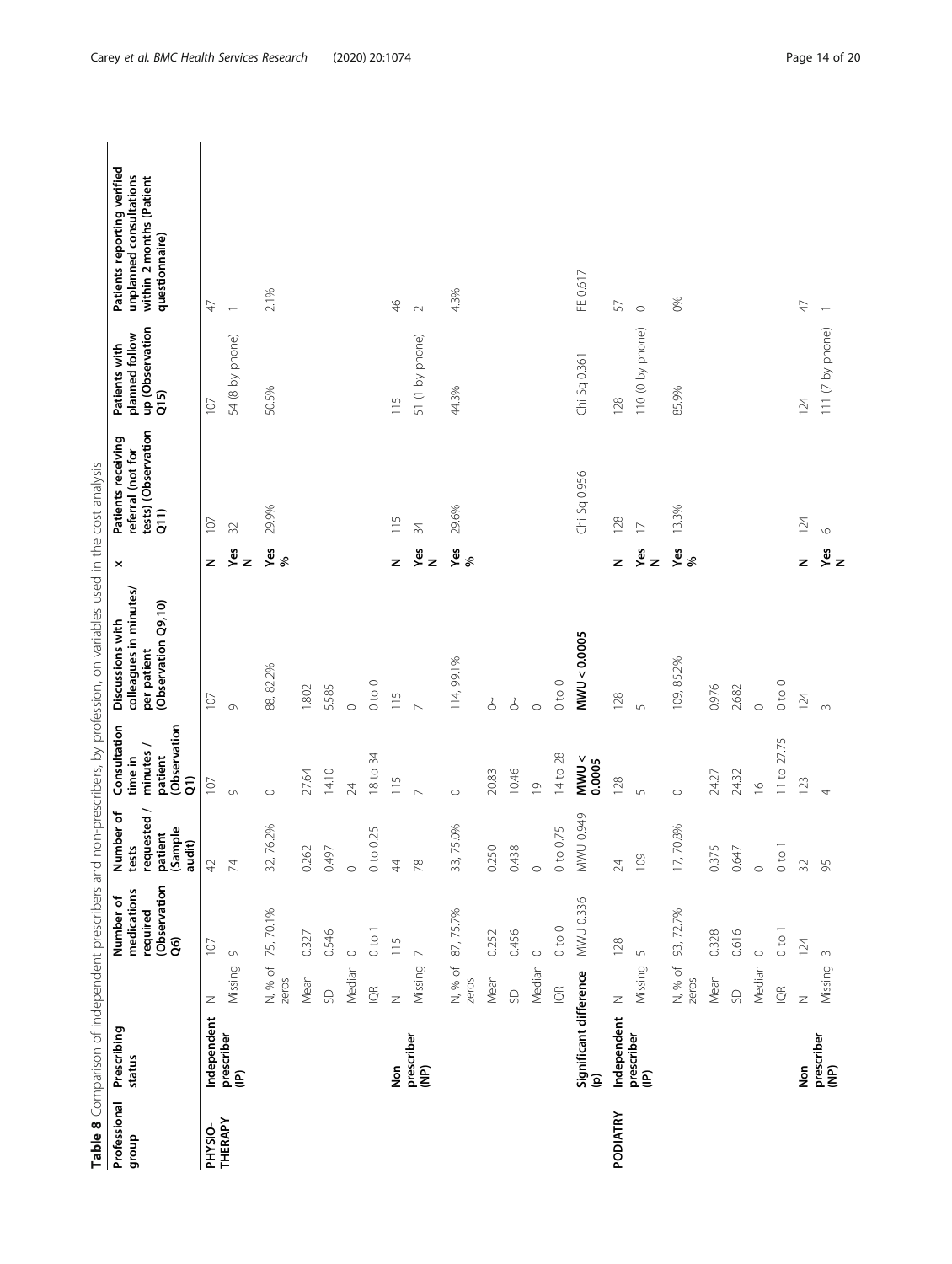**Table 8** Comparison of independent prescribers and non-prescribers, by profession, on variables used in the cost analysis

| Professional group | Prescribing status | | Number of medications required (Observation Q6) | Number of tests requested / patient (Sample audit) | Consultation time in minutes / patient (Observation Q1) | Discussions with colleagues in minutes/ per patient (Observation Q9,10) | x | Patients receiving referral (not for tests) (Observation Q11) | Patients with planned follow up (Observation Q15) | Patients reporting verified unplanned consultations within 2 months (Patient questionnaire) |
|---|---|---|---|---|---|---|---|---|---|---|
| PHYSIO-THERAPY | Independent prescriber (IP) | N | 107 | 42 | 107 | 107 | N | 107 | 107 | 47 |
| | | Missing | 9 | 74 | 9 | 9 | Yes N | 32 | 54 (8 by phone) | 1 |
| | | N, % of zeros | 75, 70.1% | 32, 76.2% | 0 | 88, 82.2% | Yes % | 29.9% | 50.5% | 2.1% |
| | | Mean | 0.327 | 0.262 | 27.64 | 1.802 | | | | |
| | | SD | 0.546 | 0.497 | 14.10 | 5.585 | | | | |
| | | Median | 0 | 0 | 24 | 0 | | | | |
| | | IQR | 0 to 1 | 0 to 0.25 | 18 to 34 | 0 to 0 | | | | |
| | Non prescriber (NP) | N | 115 | 44 | 115 | 115 | N | 115 | 115 | 46 |
| | | Missing | 7 | 78 | 7 | 7 | Yes N | 34 | 51 (1 by phone) | 2 |
| | | N, % of zeros | 87, 75.7% | 33, 75.0% | 0 | 114, 99.1% | Yes % | 29.6% | 44.3% | 4.3% |
| | | Mean | 0.252 | 0.250 | 20.83 | 0~ | | | | |
| | | SD | 0.456 | 0.438 | 10.46 | 0~ | | | | |
| | | Median | 0 | 0 | 19 | 0 | | | | |
| | | IQR | 0 to 0 | 0 to 0.75 | 14 to 28 | 0 to 0 | | | | |
| | Significant difference (p) | | MWU 0.336 | MWU 0.949 | MWU < 0.0005 | MWU < 0.0005 | | Chi Sq 0.956 | Chi Sq 0.361 | FE 0.617 |
| PODIATRY | Independent prescriber (IP) | N | 128 | 24 | 128 | 128 | N | 128 | 128 | 57 |
| | | Missing | 5 | 109 | 5 | 5 | Yes N | 17 | 110 (0 by phone) | 0 |
| | | N, % of zeros | 93, 72.7% | 17, 70.8% | 0 | 109, 85.2% | Yes % | 13.3% | 85.9% | 0% |
| | | Mean | 0.328 | 0.375 | 24.27 | 0.976 | | | | |
| | | SD | 0.616 | 0.647 | 24.32 | 2.682 | | | | |
| | | Median | 0 | 0 | 16 | 0 | | | | |
| | | IQR | 0 to 1 | 0 to 1 | 11 to 27.75 | 0 to 0 | | | | |
| | Non prescriber (NP) | N | 124 | 32 | 123 | 124 | N | 124 | 124 | 47 |
| | | Missing | 3 | 95 | 4 | 3 | Yes N | 6 | 111 (7 by phone) | 1 |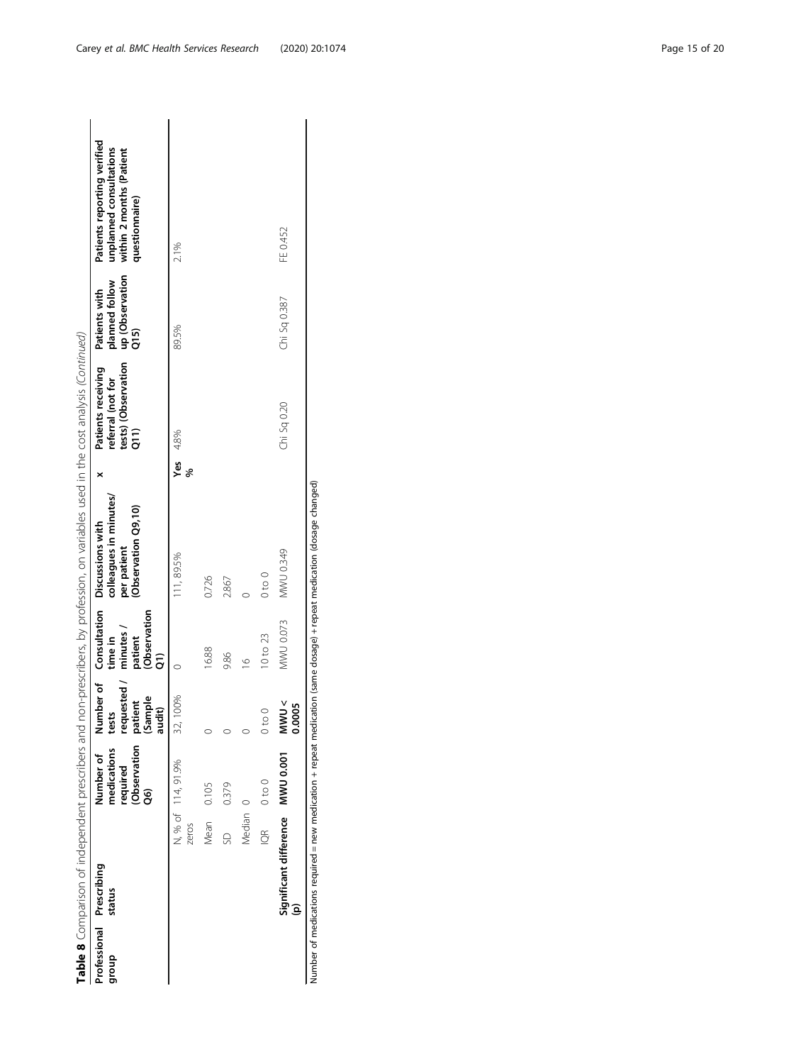**Table 8** Comparison of independent prescribers and non-prescribers, by profession, on variables used in the cost analysis *(Continued)*

| Professional group | Prescribing status | | Number of medications required (Observation Q6) | Number of tests requested / patient (Sample audit) | Consultation time in minutes / patient (Observation Q1) | Discussions with colleagues in minutes/ per patient (Observation Q9,10) | x | Patients receiving referral (not for tests) (Observation Q11) | Patients with planned follow up (Observation Q15) | Patients reporting verified unplanned consultations within 2 months (Patient questionnaire) |
|---|---|---|---|---|---|---|---|---|---|---|
| | | N, % of zeros | 114, 91.9% | 32, 100% | 0 | 111, 89.5% | **Yes %** | 4.8% | 89.5% | 2.1% |
| | | Mean | 0.105 | 0 | 16.88 | 0.726 | | | | |
| | | SD | 0.379 | 0 | 9.86 | 2.867 | | | | |
| | | Median | 0 | 0 | 16 | 0 | | | | |
| | | IQR | 0 to 0 | 0 to 0 | 10 to 23 | 0 to 0 | | | | |
| | **Significant difference (p)** | | **MWU 0.001** | **MWU < 0.0005** | MWU 0.073 | MWU 0.349 | | Chi Sq 0.20 | Chi Sq 0.387 | FE 0.452 |

Number of medications required = new medication + repeat medication (same dosage) + repeat medication (dosage changed)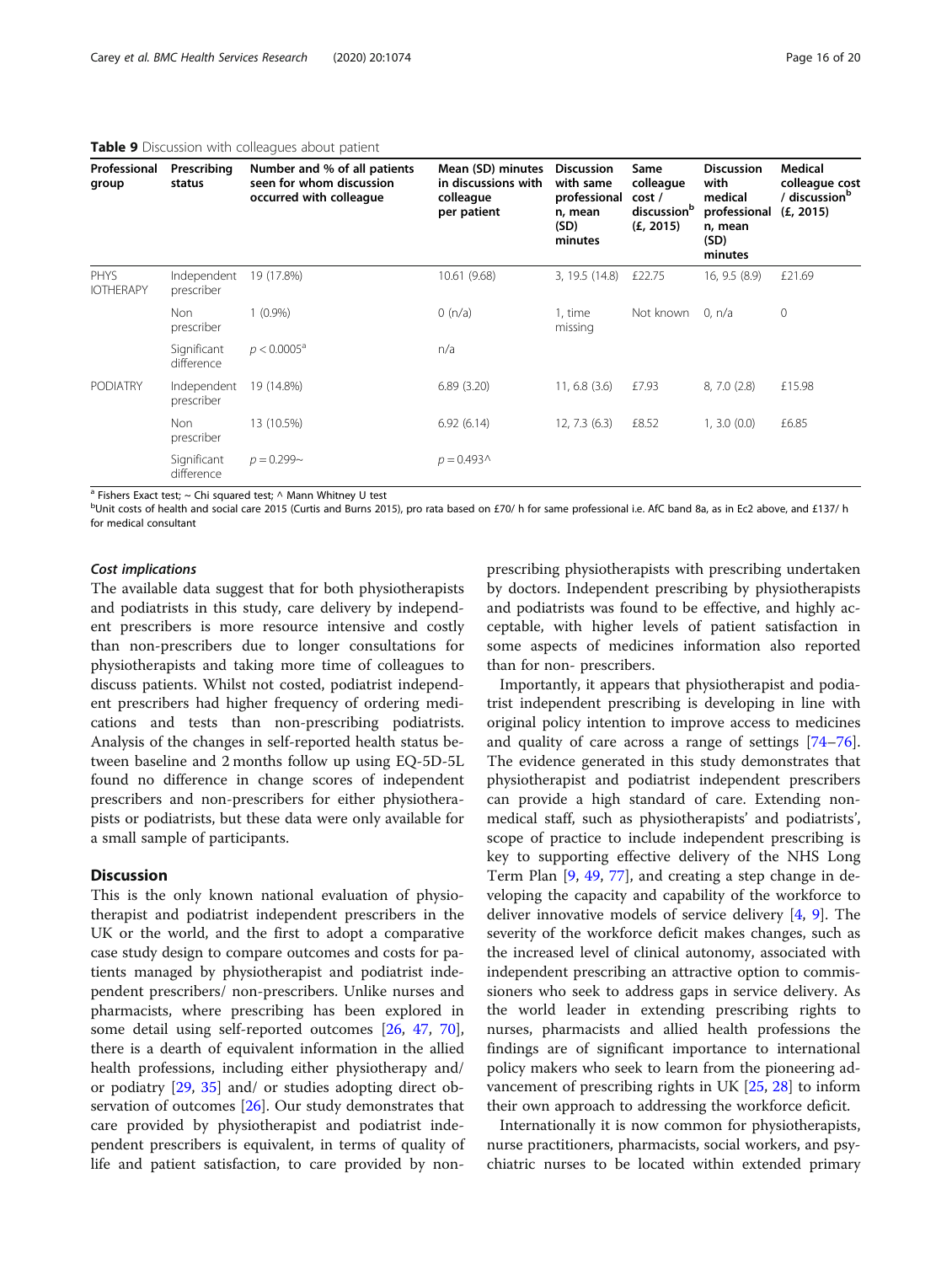**Table 9** Discussion with colleagues about patient

| Professional group | Prescribing status | Number and % of all patients seen for whom discussion occurred with colleague | Mean (SD) minutes in discussions with colleague per patient | Discussion with same professional n, mean (SD) minutes | Same colleague cost / discussion[b] (£, 2015) | Discussion with medical professional n, mean (SD) minutes | Medical colleague cost / discussion[b] (£, 2015) |
|---|---|---|---|---|---|---|---|
| PHYSIOTHERAPY | Independent prescriber | 19 (17.8%) | 10.61 (9.68) | 3, 19.5 (14.8) | £22.75 | 16, 9.5 (8.9) | £21.69 |
| | Non prescriber | 1 (0.9%) | 0 (n/a) | 1, time missing | Not known | 0, n/a | 0 |
| | Significant difference | $p < 0.0005$[a] | n/a | | | | |
| PODIATRY | Independent prescriber | 19 (14.8%) | 6.89 (3.20) | 11, 6.8 (3.6) | £7.93 | 8, 7.0 (2.8) | £15.98 |
| | Non prescriber | 13 (10.5%) | 6.92 (6.14) | 12, 7.3 (6.3) | £8.52 | 1, 3.0 (0.0) | £6.85 |
| | Significant difference | $p = 0.299$~ | $p = 0.493$^ | | | | |

[a] Fishers Exact test; ~ Chi squared test; ^ Mann Whitney U test
[b]Unit costs of health and social care 2015 (Curtis and Burns 2015), pro rata based on £70/ h for same professional i.e. AfC band 8a, as in Ec2 above, and £137/ h for medical consultant

*Cost implications*

The available data suggest that for both physiotherapists and podiatrists in this study, care delivery by independent prescribers is more resource intensive and costly than non-prescribers due to longer consultations for physiotherapists and taking more time of colleagues to discuss patients. Whilst not costed, podiatrist independent prescribers had higher frequency of ordering medications and tests than non-prescribing podiatrists. Analysis of the changes in self-reported health status between baseline and 2 months follow up using EQ-5D-5L found no difference in change scores of independent prescribers and non-prescribers for either physiotherapists or podiatrists, but these data were only available for a small sample of participants.

## Discussion

This is the only known national evaluation of physiotherapist and podiatrist independent prescribers in the UK or the world, and the first to adopt a comparative case study design to compare outcomes and costs for patients managed by physiotherapist and podiatrist independent prescribers/ non-prescribers. Unlike nurses and pharmacists, where prescribing has been explored in some detail using self-reported outcomes [26, 47, 70], there is a dearth of equivalent information in the allied health professions, including either physiotherapy and/ or podiatry [29, 35] and/ or studies adopting direct observation of outcomes [26]. Our study demonstrates that care provided by physiotherapist and podiatrist independent prescribers is equivalent, in terms of quality of life and patient satisfaction, to care provided by non-prescribing physiotherapists with prescribing undertaken by doctors. Independent prescribing by physiotherapists and podiatrists was found to be effective, and highly acceptable, with higher levels of patient satisfaction in some aspects of medicines information also reported than for non- prescribers.

Importantly, it appears that physiotherapist and podiatrist independent prescribing is developing in line with original policy intention to improve access to medicines and quality of care across a range of settings [74–76]. The evidence generated in this study demonstrates that physiotherapist and podiatrist independent prescribers can provide a high standard of care. Extending non-medical staff, such as physiotherapists' and podiatrists', scope of practice to include independent prescribing is key to supporting effective delivery of the NHS Long Term Plan [9, 49, 77], and creating a step change in developing the capacity and capability of the workforce to deliver innovative models of service delivery [4, 9]. The severity of the workforce deficit makes changes, such as the increased level of clinical autonomy, associated with independent prescribing an attractive option to commissioners who seek to address gaps in service delivery. As the world leader in extending prescribing rights to nurses, pharmacists and allied health professions the findings are of significant importance to international policy makers who seek to learn from the pioneering advancement of prescribing rights in UK [25, 28] to inform their own approach to addressing the workforce deficit.

Internationally it is now common for physiotherapists, nurse practitioners, pharmacists, social workers, and psychiatric nurses to be located within extended primary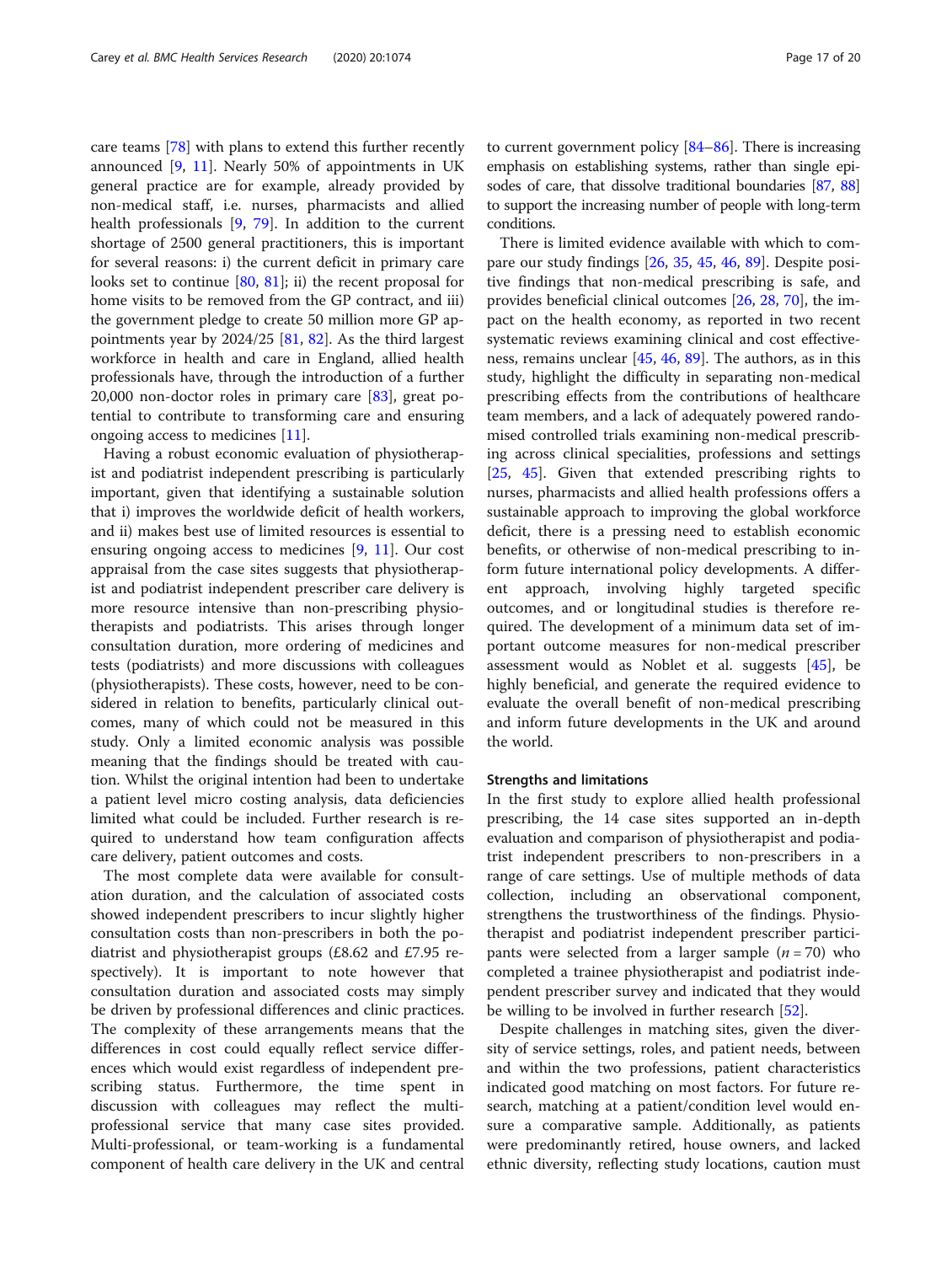care teams [78] with plans to extend this further recently announced [9, 11]. Nearly 50% of appointments in UK general practice are for example, already provided by non-medical staff, i.e. nurses, pharmacists and allied health professionals [9, 79]. In addition to the current shortage of 2500 general practitioners, this is important for several reasons: i) the current deficit in primary care looks set to continue [80, 81]; ii) the recent proposal for home visits to be removed from the GP contract, and iii) the government pledge to create 50 million more GP appointments year by 2024/25 [81, 82]. As the third largest workforce in health and care in England, allied health professionals have, through the introduction of a further 20,000 non-doctor roles in primary care [83], great potential to contribute to transforming care and ensuring ongoing access to medicines [11].

Having a robust economic evaluation of physiotherapist and podiatrist independent prescribing is particularly important, given that identifying a sustainable solution that i) improves the worldwide deficit of health workers, and ii) makes best use of limited resources is essential to ensuring ongoing access to medicines [9, 11]. Our cost appraisal from the case sites suggests that physiotherapist and podiatrist independent prescriber care delivery is more resource intensive than non-prescribing physiotherapists and podiatrists. This arises through longer consultation duration, more ordering of medicines and tests (podiatrists) and more discussions with colleagues (physiotherapists). These costs, however, need to be considered in relation to benefits, particularly clinical outcomes, many of which could not be measured in this study. Only a limited economic analysis was possible meaning that the findings should be treated with caution. Whilst the original intention had been to undertake a patient level micro costing analysis, data deficiencies limited what could be included. Further research is required to understand how team configuration affects care delivery, patient outcomes and costs.

The most complete data were available for consultation duration, and the calculation of associated costs showed independent prescribers to incur slightly higher consultation costs than non-prescribers in both the podiatrist and physiotherapist groups (£8.62 and £7.95 respectively). It is important to note however that consultation duration and associated costs may simply be driven by professional differences and clinic practices. The complexity of these arrangements means that the differences in cost could equally reflect service differences which would exist regardless of independent prescribing status. Furthermore, the time spent in discussion with colleagues may reflect the multi-professional service that many case sites provided. Multi-professional, or team-working is a fundamental component of health care delivery in the UK and central to current government policy [84–86]. There is increasing emphasis on establishing systems, rather than single episodes of care, that dissolve traditional boundaries [87, 88] to support the increasing number of people with long-term conditions.

There is limited evidence available with which to compare our study findings [26, 35, 45, 46, 89]. Despite positive findings that non-medical prescribing is safe, and provides beneficial clinical outcomes [26, 28, 70], the impact on the health economy, as reported in two recent systematic reviews examining clinical and cost effectiveness, remains unclear [45, 46, 89]. The authors, as in this study, highlight the difficulty in separating non-medical prescribing effects from the contributions of healthcare team members, and a lack of adequately powered randomised controlled trials examining non-medical prescribing across clinical specialities, professions and settings [25, 45]. Given that extended prescribing rights to nurses, pharmacists and allied health professions offers a sustainable approach to improving the global workforce deficit, there is a pressing need to establish economic benefits, or otherwise of non-medical prescribing to inform future international policy developments. A different approach, involving highly targeted specific outcomes, and or longitudinal studies is therefore required. The development of a minimum data set of important outcome measures for non-medical prescriber assessment would as Noblet et al. suggests [45], be highly beneficial, and generate the required evidence to evaluate the overall benefit of non-medical prescribing and inform future developments in the UK and around the world.

### Strengths and limitations

In the first study to explore allied health professional prescribing, the 14 case sites supported an in-depth evaluation and comparison of physiotherapist and podiatrist independent prescribers to non-prescribers in a range of care settings. Use of multiple methods of data collection, including an observational component, strengthens the trustworthiness of the findings. Physiotherapist and podiatrist independent prescriber participants were selected from a larger sample ($n = 70$) who completed a trainee physiotherapist and podiatrist independent prescriber survey and indicated that they would be willing to be involved in further research [52].

Despite challenges in matching sites, given the diversity of service settings, roles, and patient needs, between and within the two professions, patient characteristics indicated good matching on most factors. For future research, matching at a patient/condition level would ensure a comparative sample. Additionally, as patients were predominantly retired, house owners, and lacked ethnic diversity, reflecting study locations, caution must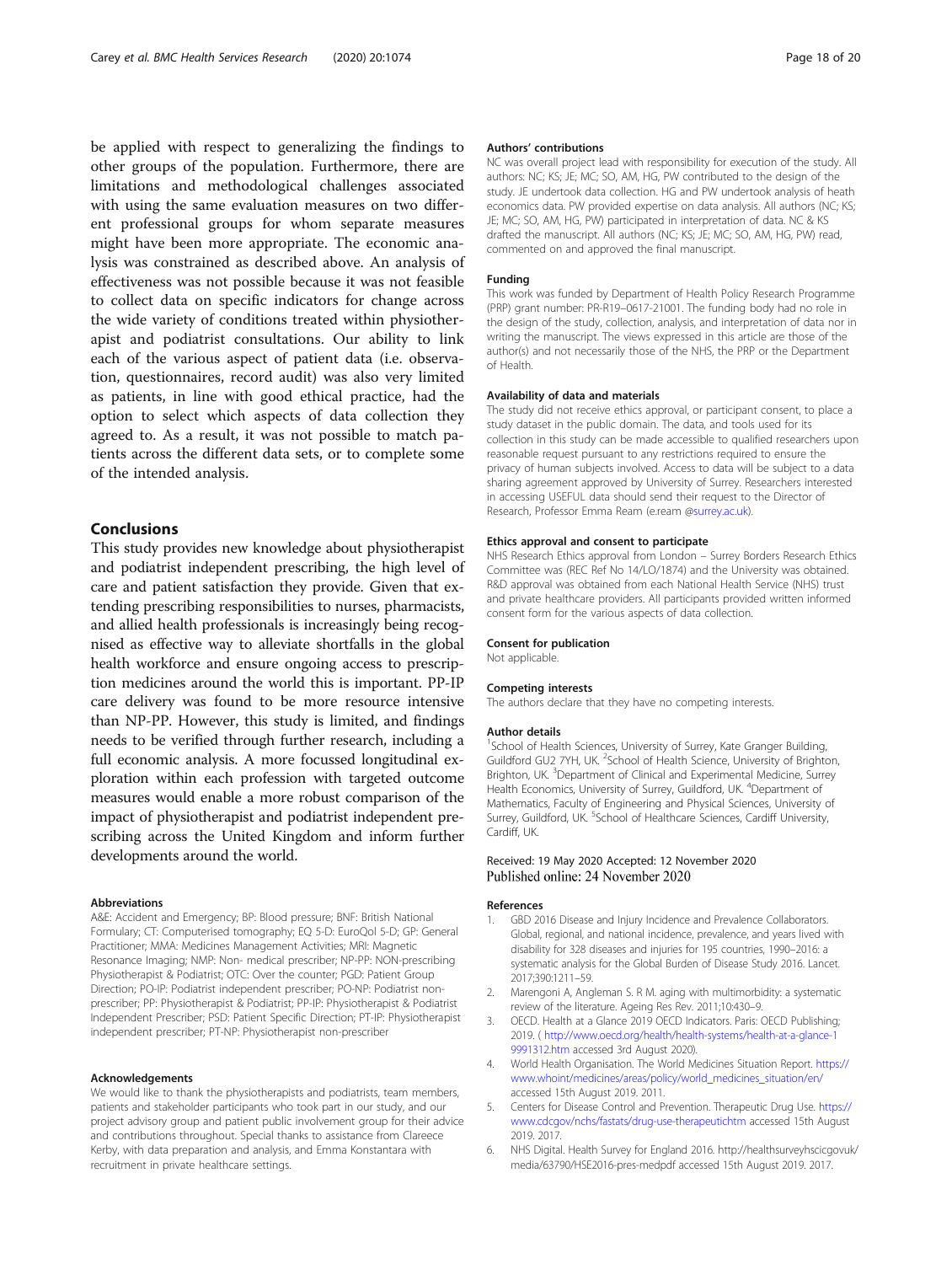be applied with respect to generalizing the findings to other groups of the population. Furthermore, there are limitations and methodological challenges associated with using the same evaluation measures on two different professional groups for whom separate measures might have been more appropriate. The economic analysis was constrained as described above. An analysis of effectiveness was not possible because it was not feasible to collect data on specific indicators for change across the wide variety of conditions treated within physiotherapist and podiatrist consultations. Our ability to link each of the various aspect of patient data (i.e. observation, questionnaires, record audit) was also very limited as patients, in line with good ethical practice, had the option to select which aspects of data collection they agreed to. As a result, it was not possible to match patients across the different data sets, or to complete some of the intended analysis.

## Conclusions

This study provides new knowledge about physiotherapist and podiatrist independent prescribing, the high level of care and patient satisfaction they provide. Given that extending prescribing responsibilities to nurses, pharmacists, and allied health professionals is increasingly being recognised as effective way to alleviate shortfalls in the global health workforce and ensure ongoing access to prescription medicines around the world this is important. PP-IP care delivery was found to be more resource intensive than NP-PP. However, this study is limited, and findings needs to be verified through further research, including a full economic analysis. A more focussed longitudinal exploration within each profession with targeted outcome measures would enable a more robust comparison of the impact of physiotherapist and podiatrist independent prescribing across the United Kingdom and inform further developments around the world.

#### Abbreviations

A&E: Accident and Emergency; BP: Blood pressure; BNF: British National Formulary; CT: Computerised tomography; EQ 5-D: EuroQol 5-D; GP: General Practitioner; MMA: Medicines Management Activities; MRI: Magnetic Resonance Imaging; NMP: Non- medical prescriber; NP-PP: NON-prescribing Physiotherapist & Podiatrist; OTC: Over the counter; PGD: Patient Group Direction; PO-IP: Podiatrist independent prescriber; PO-NP: Podiatrist non-prescriber; PP: Physiotherapist & Podiatrist; PP-IP: Physiotherapist & Podiatrist Independent Prescriber; PSD: Patient Specific Direction; PT-IP: Physiotherapist independent prescriber; PT-NP: Physiotherapist non-prescriber

#### Acknowledgements

We would like to thank the physiotherapists and podiatrists, team members, patients and stakeholder participants who took part in our study, and our project advisory group and patient public involvement group for their advice and contributions throughout. Special thanks to assistance from Clareece Kerby, with data preparation and analysis, and Emma Konstantara with recruitment in private healthcare settings.

#### Authors' contributions

NC was overall project lead with responsibility for execution of the study. All authors: NC; KS; JE; MC; SO, AM, HG, PW contributed to the design of the study. JE undertook data collection. HG and PW undertook analysis of heath economics data. PW provided expertise on data analysis. All authors (NC; KS; JE; MC; SO, AM, HG, PW) participated in interpretation of data. NC & KS drafted the manuscript. All authors (NC; KS; JE; MC; SO, AM, HG, PW) read, commented on and approved the final manuscript.

#### Funding

This work was funded by Department of Health Policy Research Programme (PRP) grant number: PR-R19–0617-21001. The funding body had no role in the design of the study, collection, analysis, and interpretation of data nor in writing the manuscript. The views expressed in this article are those of the author(s) and not necessarily those of the NHS, the PRP or the Department of Health.

#### Availability of data and materials

The study did not receive ethics approval, or participant consent, to place a study dataset in the public domain. The data, and tools used for its collection in this study can be made accessible to qualified researchers upon reasonable request pursuant to any restrictions required to ensure the privacy of human subjects involved. Access to data will be subject to a data sharing agreement approved by University of Surrey. Researchers interested in accessing USEFUL data should send their request to the Director of Research, Professor Emma Ream (e.ream @surrey.ac.uk).

#### Ethics approval and consent to participate

NHS Research Ethics approval from London – Surrey Borders Research Ethics Committee was (REC Ref No 14/LO/1874) and the University was obtained. R&D approval was obtained from each National Health Service (NHS) trust and private healthcare providers. All participants provided written informed consent form for the various aspects of data collection.

#### Consent for publication

Not applicable.

#### Competing interests

The authors declare that they have no competing interests.

#### Author details

[1]School of Health Sciences, University of Surrey, Kate Granger Building, Guildford GU2 7YH, UK. [2]School of Health Science, University of Brighton, Brighton, UK. [3]Department of Clinical and Experimental Medicine, Surrey Health Economics, University of Surrey, Guildford, UK. [4]Department of Mathematics, Faculty of Engineering and Physical Sciences, University of Surrey, Guildford, UK. [5]School of Healthcare Sciences, Cardiff University, Cardiff, UK.

Received: 19 May 2020 Accepted: 12 November 2020
Published online: 24 November 2020

#### References

1. GBD 2016 Disease and Injury Incidence and Prevalence Collaborators. Global, regional, and national incidence, prevalence, and years lived with disability for 328 diseases and injuries for 195 countries, 1990–2016: a systematic analysis for the Global Burden of Disease Study 2016. Lancet. 2017;390:1211–59.
2. Marengoni A, Angleman S. R M. aging with multimorbidity: a systematic review of the literature. Ageing Res Rev. 2011;10:430–9.
3. OECD. Health at a Glance 2019 OECD Indicators. Paris: OECD Publishing; 2019. ( http://www.oecd.org/health/health-systems/health-at-a-glance-19991312.htm accessed 3rd August 2020).
4. World Health Organisation. The World Medicines Situation Report. https://www.whoint/medicines/areas/policy/world_medicines_situation/en/ accessed 15th August 2019. 2011.
5. Centers for Disease Control and Prevention. Therapeutic Drug Use. https://www.cdcgov/nchs/fastats/drug-use-therapeutichtm accessed 15th August 2019. 2017.
6. NHS Digital. Health Survey for England 2016. http://healthsurveyhscicgovuk/media/63790/HSE2016-pres-medpdf accessed 15th August 2019. 2017.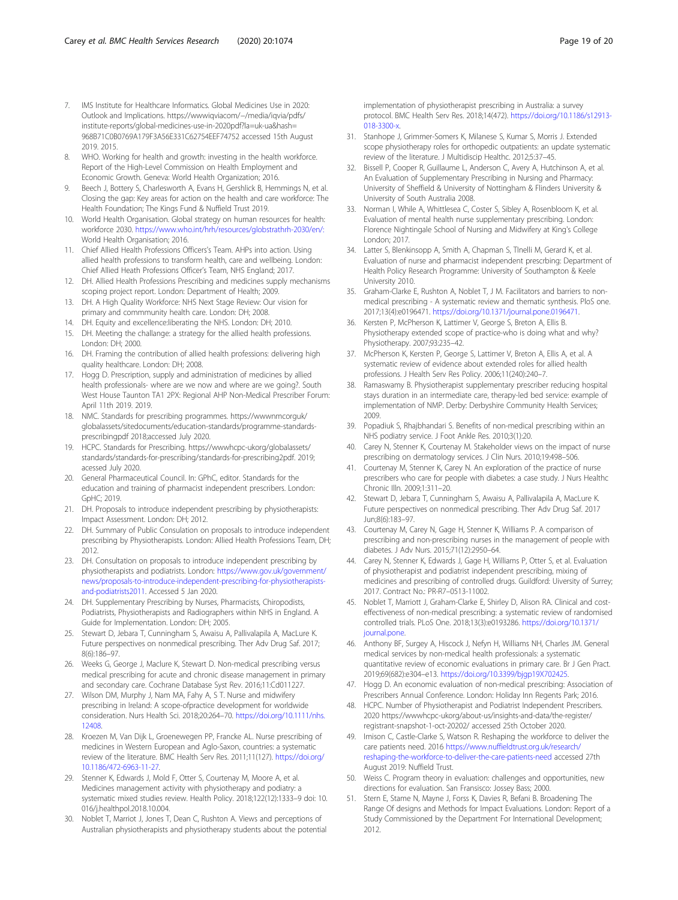7. IMS Institute for Healthcare Informatics. Global Medicines Use in 2020: Outlook and Implications. https://wwwiqviacom/−/media/iqvia/pdfs/institute-reports/global-medicines-use-in-2020pdf?la=uk-ua&hash=968B71C0B0769A179F3A56E331C62754EEF74752 accessed 15th August 2019. 2015.
8. WHO. Working for health and growth: investing in the health workforce. Report of the High-Level Commission on Health Employment and Economic Growth. Geneva: World Health Organization; 2016.
9. Beech J, Bottery S, Charlesworth A, Evans H, Gershlick B, Hemmings N, et al. Closing the gap: Key areas for action on the health and care workforce: The Health Foundation; The Kings Fund & Nuffield Trust 2019.
10. World Health Organisation. Global strategy on human resources for health: workforce 2030. https://www.who.int/hrh/resources/globstrathrh-2030/en/: World Health Organisation; 2016.
11. Chief Allied Health Professions Officers's Team. AHPs into action. Using allied health professions to transform health, care and wellbeing. London: Chief Allied Heath Professions Officer's Team, NHS England; 2017.
12. DH. Allied Health Professions Prescribing and medicines supply mechanisms scoping project report. London: Department of Health; 2009.
13. DH. A High Quality Workforce: NHS Next Stage Review: Our vision for primary and commmunity health care. London: DH; 2008.
14. DH. Equity and excellence:liberating the NHS. London: DH; 2010.
15. DH. Meeting the challange: a strategy for the allied health professions. London: DH; 2000.
16. DH. Framing the contribution of allied health professions: delivering high quality healthcare. London: DH; 2008.
17. Hogg D. Prescription, supply and administration of medicines by allied health professionals- where are we now and where are we going?. South West House Taunton TA1 2PX: Regional AHP Non-Medical Prescriber Forum: April 11th 2019. 2019.
18. NMC. Standards for prescribing programmes. https://wwwnmcorguk/globalassets/sitedocuments/education-standards/programme-standards-prescribingpdf 2018;accessed July 2020.
19. HCPC. Standards for Prescribing. https://wwwhcpc-ukorg/globalassets/standards/standards-for-prescribing/standards-for-prescribing2pdf. 2019; acessed July 2020.
20. General Pharmaceutical Council. In: GPhC, editor. Standards for the education and training of pharmacist independent prescribers. London: GphC; 2019.
21. DH. Proposals to introduce independent prescribing by physiotherapists: Impact Assessment. London: DH; 2012.
22. DH. Summary of Public Consulation on proposals to introduce independent prescribing by Physiotherapists. London: Allied Health Professions Team, DH; 2012.
23. DH. Consultation on proposals to introduce independent prescribing by physiotherapists and podiatrists. London: https://www.gov.uk/government/news/proposals-to-introduce-independent-prescribing-for-physiotherapists-and-podiatrists2011. Accessed 5 Jan 2020.
24. DH. Supplementary Prescribing by Nurses, Pharmacists, Chiropodists, Podiatrists, Physiotherapists and Radiographers within NHS in England. A Guide for Implementation. London: DH; 2005.
25. Stewart D, Jebara T, Cunningham S, Awaisu A, Pallivalapila A, MacLure K. Future perspectives on nonmedical prescribing. Ther Adv Drug Saf. 2017; 8(6):186–97.
26. Weeks G, George J, Maclure K, Stewart D. Non-medical prescribing versus medical prescribing for acute and chronic disease management in primary and secondary care. Cochrane Database Syst Rev. 2016;11:Cd011227.
27. Wilson DM, Murphy J, Nam MA, Fahy A, S T. Nurse and midwifery prescribing in Ireland: A scope-ofpractice development for worldwide consideration. Nurs Health Sci. 2018;20:264–70. https://doi.org/10.1111/nhs.12408.
28. Kroezen M, Van Dijk L, Groenewegen PP, Francke AL. Nurse prescribing of medicines in Western European and Aglo-Saxon, countries: a systematic review of the literature. BMC Health Serv Res. 2011;11(127). https://doi.org/10.1186/472-6963-11-27.
29. Stenner K, Edwards J, Mold F, Otter S, Courtenay M, Moore A, et al. Medicines management activity with physiotherapy and podiatry: a systematic mixed studies review. Health Policy. 2018;122(12):1333–9 doi: 10.016/j.healthpol.2018.10.004.
30. Noblet T, Marriot J, Jones T, Dean C, Rushton A. Views and perceptions of Australian physiotherapists and physiotherapy students about the potential implementation of physiotherapist prescribing in Australia: a survey protocol. BMC Health Serv Res. 2018;14(472). https://doi.org/10.1186/s12913-018-3300-x.
31. Stanhope J, Grimmer-Somers K, Milanese S, Kumar S, Morris J. Extended scope physiotherapy roles for orthopedic outpatients: an update systematic review of the literature. J Multidiscip Healthc. 2012;5:37–45.
32. Bissell P, Cooper R, Guillaume L, Anderson C, Avery A, Hutchinson A, et al. An Evaluation of Supplementary Prescribing in Nursing and Pharmacy: University of Sheffield & University of Nottingham & Flinders University & University of South Australia 2008.
33. Norman I, While A, Whittlesea C, Coster S, Sibley A, Rosenbloom K, et al. Evaluation of mental health nurse supplementary prescribing. London: Florence Nightingale School of Nursing and Midwifery at King's College London; 2017.
34. Latter S, Blenkinsopp A, Smith A, Chapman S, TInelli M, Gerard K, et al. Evaluation of nurse and pharmacist independent prescrbing: Department of Health Policy Research Programme: University of Southampton & Keele University 2010.
35. Graham-Clarke E, Rushton A, Noblet T, J M. Facilitators and barriers to non-medical prescribing - A systematic review and thematic synthesis. PloS one. 2017;13(4):e0196471. https://doi.org/10.1371/journal.pone.0196471.
36. Kersten P, McPherson K, Lattimer V, George S, Breton A, Ellis B. Physiotherapy extended scope of practice-who is doing what and why? Physiotherapy. 2007;93:235–42.
37. McPherson K, Kersten P, George S, Lattimer V, Breton A, Ellis A, et al. A systematic review of evidence about extended roles for allied health professions. J Health Serv Res Policy. 2006;11(240):240–7.
38. Ramaswamy B. Physiotherapist supplementary prescriber reducing hospital stays duration in an intermediate care, therapy-led bed service: example of implementation of NMP. Derby: Derbyshire Community Health Services; 2009.
39. Popadiuk S, Rhajbhandari S. Benefits of non-medical prescribing within an NHS podiatry service. J Foot Ankle Res. 2010;3(1):20.
40. Carey N, Stenner K, Courtenay M. Stakeholder views on the impact of nurse prescribing on dermatology services. J Clin Nurs. 2010;19:498–506.
41. Courtenay M, Stenner K, Carey N. An exploration of the practice of nurse prescribers who care for people with diabetes: a case study. J Nurs Healthc Chronic Ill n. 2009;1:311–20.
42. Stewart D, Jebara T, Cunningham S, Awaisu A, Pallivalapila A, MacLure K. Future perspectives on nonmedical prescribing. Ther Adv Drug Saf. 2017 Jun;8(6):183–97.
43. Courtenay M, Carey N, Gage H, Stenner K, Williams P. A comparison of prescribing and non-prescribing nurses in the management of people with diabetes. J Adv Nurs. 2015;71(12):2950–64.
44. Carey N, Stenner K, Edwards J, Gage H, Williams P, Otter S, et al. Evaluation of physiotherapist and podiatrist independent prescribing, mixing of medicines and prescribing of controlled drugs. Guildford: Uiversity of Surrey; 2017. Contract No.: PR-R7–0513-11002.
45. Noblet T, Marriott J, Graham-Clarke E, Shirley D, Alison RA. Clinical and cost-effectiveness of non-medical prescribing: a systematic review of randomised controlled trials. PLoS One. 2018;13(3):e0193286. https://doi.org/10.1371/journal.pone.
46. Anthony BF, Surgey A, Hiscock J, Nefyn H, Williams NH, Charles JM. General medical services by non-medical health professionals: a systematic quantitative review of economic evaluations in primary care. Br J Gen Pract. 2019;69(682):e304–e13. https://doi.org/10.3399/bjgp19X702425.
47. Hogg D. An economic evaluation of non-medical prescribing: Association of Prescribers Annual Conference. London: Holiday Inn Regents Park; 2016.
48. HCPC. Number of Physiotherapist and Podiatrist Independent Prescribers. 2020 https://wwwhcpc-ukorg/about-us/insights-and-data/the-register/registrant-snapshot-1-oct-20202/ accessed 25th October 2020.
49. Imison C, Castle-Clarke S, Watson R. Reshaping the workforce to deliver the care patients need. 2016 https://www.nuffieldtrust.org.uk/research/reshaping-the-workforce-to-deliver-the-care-patients-need accessed 27th August 2019: Nuffield Trust.
50. Weiss C. Program theory in evaluation: challenges and opportunities, new directions for evaluation. San Fransisco: Jossey Bass; 2000.
51. Stern E, Stame N, Mayne J, Forss K, Davies R, Befani B. Broadening The Range Of designs and Methods for Impact Evaluations. London: Report of a Study Commissioned by the Department For International Development; 2012.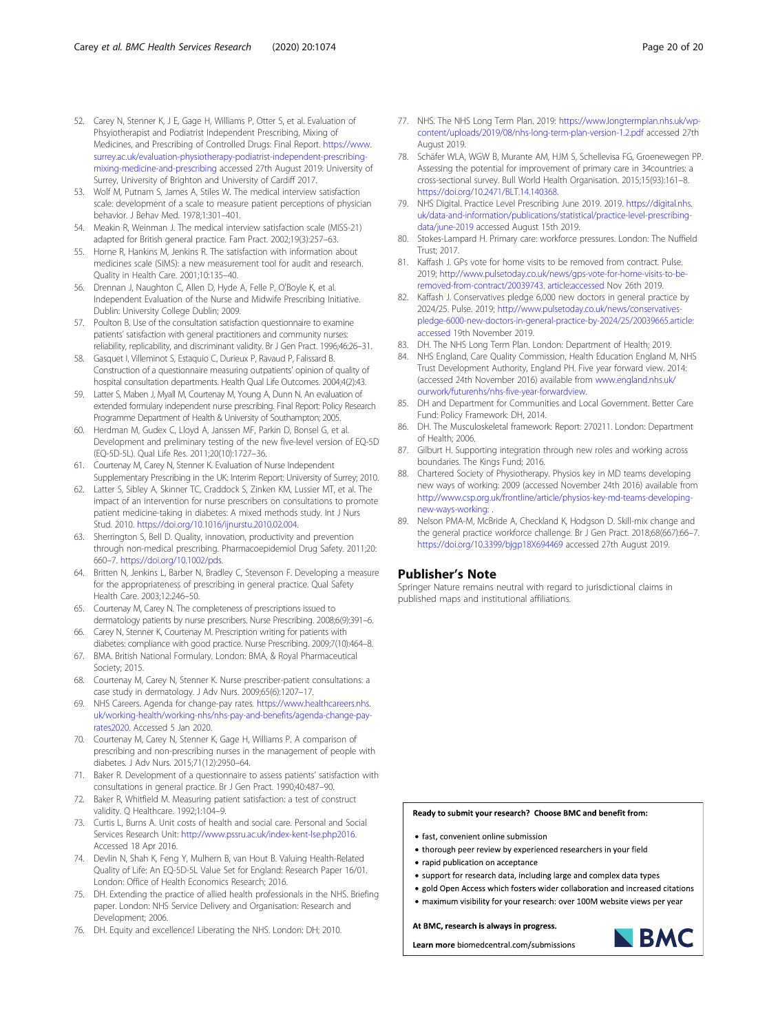52. Carey N, Stenner K, J E, Gage H, Williams P, Otter S, et al. Evaluation of Phsyiotherapist and Podiatrist Independent Prescribing, Mixing of Medicines, and Prescribing of Controlled Drugs: Final Report. https://www.surrey.ac.uk/evaluation-physiotherapy-podiatrist-independent-prescribing-mixing-medicine-and-prescribing accessed 27th August 2019: University of Surrey, University of Brighton and University of Cardiff 2017.
53. Wolf M, Putnam S, James A, Stiles W. The medical interview satisfaction scale: development of a scale to measure patient perceptions of physician behavior. J Behav Med. 1978;1:301–401.
54. Meakin R, Weinman J. The medical interview satisfaction scale (MISS-21) adapted for British general practice. Fam Pract. 2002;19(3):257–63.
55. Horne R, Hankins M, Jenkins R. The satisfaction with information about medicines scale (SIMS): a new measurement tool for audit and research. Quality in Health Care. 2001;10:135–40.
56. Drennan J, Naughton C, Allen D, Hyde A, Felle P, O'Boyle K, et al. Independent Evaluation of the Nurse and Midwife Prescribing Initiative. Dublin: University College Dublin; 2009.
57. Poulton B. Use of the consultation satisfaction questionnaire to examine patients' satisfaction with general practitioners and community nurses: reliability, replicability, and discriminant validity. Br J Gen Pract. 1996;46:26–31.
58. Gasquet I, Villeminot S, Estaquio C, Durieux P, Ravaud P, Falissard B. Construction of a questionnaire measuring outpatients' opinion of quality of hospital consultation departments. Health Qual Life Outcomes. 2004;4(2):43.
59. Latter S, Maben J, Myall M, Courtenay M, Young A, Dunn N. An evaluation of extended formulary independent nurse prescribing. Final Report: Policy Research Programme Department of Health & University of Southampton; 2005.
60. Herdman M, Gudex C, Lloyd A, Janssen MF, Parkin D, Bonsel G, et al. Development and preliminary testing of the new five-level version of EQ-5D (EQ-5D-5L). Qual Life Res. 2011;20(10):1727–36.
61. Courtenay M, Carey N, Stenner K. Evaluation of Nurse Independent Supplementary Prescribing in the UK: Interim Report: University of Surrey; 2010.
62. Latter S, Sibley A, Skinner TC, Craddock S, Zinken KM, Lussier MT, et al. The impact of an intervention for nurse prescribers on consultations to promote patient medicine-taking in diabetes: A mixed methods study. Int J Nurs Stud. 2010. https://doi.org/10.1016/ijnurstu.2010.02.004.
63. Sherrington S, Bell D. Quality, innovation, productivity and prevention through non-medical prescribing. Pharmacoepidemiol Drug Safety. 2011;20:660–7. https://doi.org/10.1002/pds.
64. Britten N, Jenkins L, Barber N, Bradley C, Stevenson F. Developing a measure for the appropriateness of prescribing in general practice. Qual Safety Health Care. 2003;12:246–50.
65. Courtenay M, Carey N. The completeness of prescriptions issued to dermatology patients by nurse prescribers. Nurse Prescribing. 2008;6(9):391–6.
66. Carey N, Stenner K, Courtenay M. Prescription writing for patients with diabetes: compliance with good practice. Nurse Prescribing. 2009;7(10):464–8.
67. BMA. British National Formulary. London: BMA, & Royal Pharmaceutical Society; 2015.
68. Courtenay M, Carey N, Stenner K. Nurse prescriber-patient consultations: a case study in dermatology. J Adv Nurs. 2009;65(6):1207–17.
69. NHS Careers. Agenda for change-pay rates. https://www.healthcareers.nhs.uk/working-health/working-nhs/nhs-pay-and-benefits/agenda-change-pay-rates2020. Accessed 5 Jan 2020.
70. Courtenay M, Carey N, Stenner K, Gage H, Williams P. A comparison of prescribing and non-prescribing nurses in the management of people with diabetes. J Adv Nurs. 2015;71(12):2950–64.
71. Baker R. Development of a questionnaire to assess patients' satisfaction with consultations in general practice. Br J Gen Pract. 1990;40:487–90.
72. Baker R, Whitfield M. Measuring patient satisfaction: a test of construct validity. Q Healthcare. 1992;1:104–9.
73. Curtis L, Burns A. Unit costs of health and social care. Personal and Social Services Research Unit: http://www.pssru.ac.uk/index-kent-lse.php2016. Accessed 18 Apr 2016.
74. Devlin N, Shah K, Feng Y, Mulhern B, van Hout B. Valuing Health-Related Quality of Life: An EQ-5D-5L Value Set for England: Research Paper 16/01. London: Office of Health Economics Research; 2016.
75. DH. Extending the practice of allied health professionals in the NHS. Briefing paper. London: NHS Service Delivery and Organisation: Research and Development; 2006.
76. DH. Equity and excellence:l Liberating the NHS. London: DH; 2010.
77. NHS. The NHS Long Term Plan. 2019: https://www.longtermplan.nhs.uk/wp-content/uploads/2019/08/nhs-long-term-plan-version-1.2.pdf accessed 27th August 2019.
78. Schäfer WLA, WGW B, Murante AM, HJM S, Schellevisa FG, Groenewegen PP. Assessing the potential for improvement of primary care in 34countries: a cross-sectional survey. Bull World Health Organisation. 2015;15(93):161–8. https://doi.org/10.2471/BLT.14.140368.
79. NHS Digital. Practice Level Prescribing June 2019. 2019. https://digital.nhs.uk/data-and-information/publications/statistical/practice-level-prescribing-data/june-2019 accessed August 15th 2019.
80. Stokes-Lampard H. Primary care: workforce pressures. London: The Nuffield Trust; 2017.
81. Kaffash J. GPs vote for home visits to be removed from contract. Pulse. 2019; http://www.pulsetoday.co.uk/news/gps-vote-for-home-visits-to-be-removed-from-contract/20039743. article:accessed Nov 26th 2019.
82. Kaffash J. Conservatives pledge 6,000 new doctors in general practice by 2024/25. Pulse. 2019; http://www.pulsetoday.co.uk/news/conservatives-pledge-6000-new-doctors-in-general-practice-by-2024/25/20039665.article: accessed 19th November 2019.
83. DH. The NHS Long Term Plan. London: Department of Health; 2019.
84. NHS England, Care Quality Commission, Health Education England M, NHS Trust Development Authority, England PH. Five year forward view. 2014: (accessed 24th November 2016) available from www.england.nhs.uk/ourwork/futurenhs/nhs-five-year-forwardview.
85. DH and Department for Communities and Local Government. Better Care Fund: Policy Framework: DH, 2014.
86. DH. The Musculoskeletal framework: Report: 270211. London: Department of Health; 2006.
87. Gilburt H. Supporting integration through new roles and working across boundaries. The Kings Fund; 2016.
88. Chartered Society of Physiotherapy. Physios key in MD teams developing new ways of working: 2009 (accessed November 24th 2016) available from http://www.csp.org.uk/frontline/article/physios-key-md-teams-developing-new-ways-working: .
89. Nelson PMA-M, McBride A, Checkland K, Hodgson D. Skill-mix change and the general practice workforce challenge. Br J Gen Pract. 2018;68(667):66–7. https://doi.org/10.3399/bjgp18X694469 accessed 27th August 2019.

## Publisher's Note

Springer Nature remains neutral with regard to jurisdictional claims in published maps and institutional affiliations.

**Ready to submit your research? Choose BMC and benefit from:**

- fast, convenient online submission
- thorough peer review by experienced researchers in your field
- rapid publication on acceptance
- support for research data, including large and complex data types
- gold Open Access which fosters wider collaboration and increased citations
- maximum visibility for your research: over 100M website views per year

**At BMC, research is always in progress.**

**Learn more** biomedcentral.com/submissions

BMC